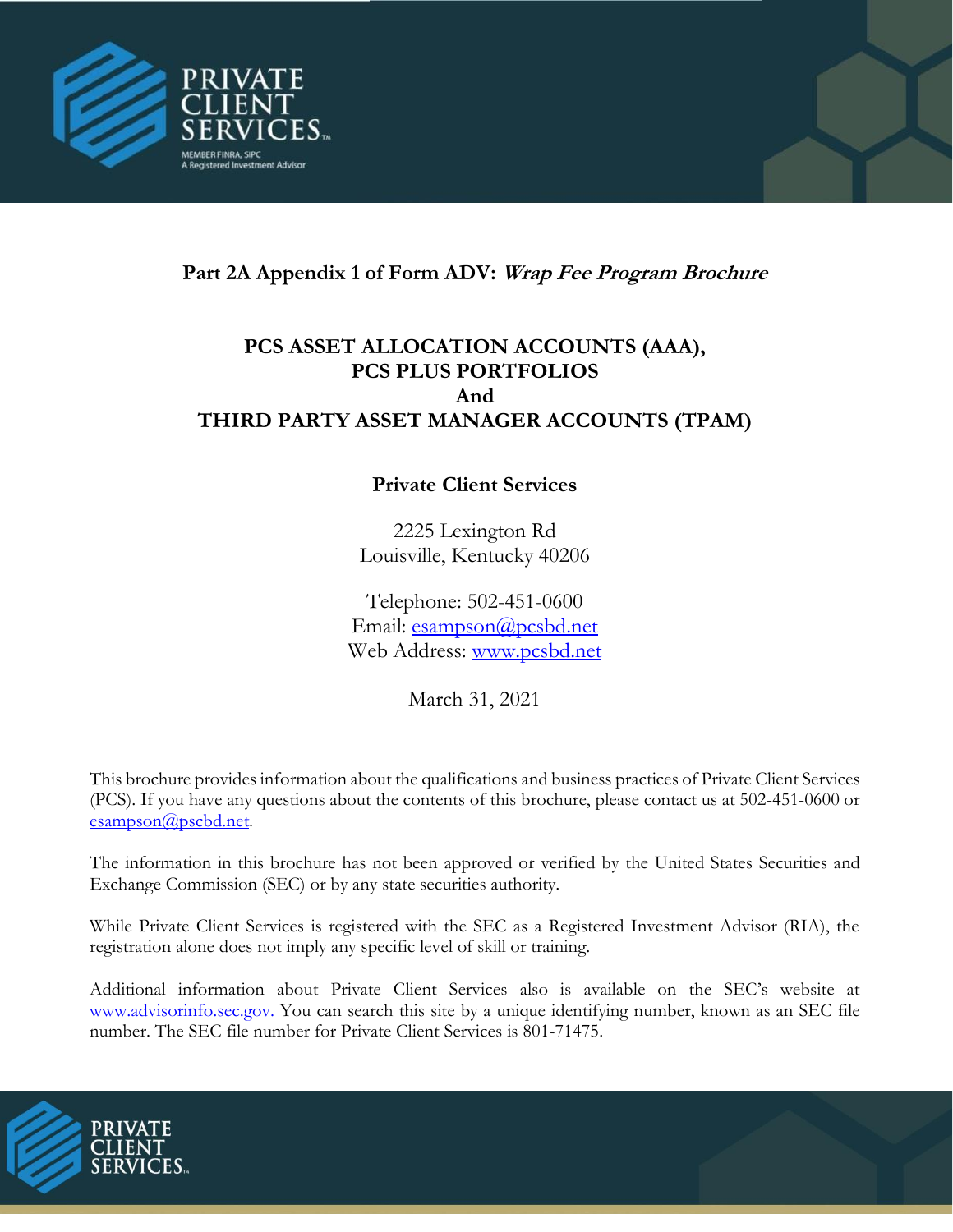PRIVATE CLIENT SERVICES

MEMBER FINRA, SIPC
A Registered Investment Advisor

# Part 2A Appendix 1 of Form ADV: *Wrap Fee Program Brochure*

## PCS ASSET ALLOCATION ACCOUNTS (AAA), PCS PLUS PORTFOLIOS And THIRD PARTY ASSET MANAGER ACCOUNTS (TPAM)

### Private Client Services

2225 Lexington Rd
Louisville, Kentucky 40206

Telephone: 502-451-0600
Email: esampson@pcsbd.net
Web Address: www.pcsbd.net

March 31, 2021

This brochure provides information about the qualifications and business practices of Private Client Services (PCS). If you have any questions about the contents of this brochure, please contact us at 502-451-0600 or esampson@pscbd.net.

The information in this brochure has not been approved or verified by the United States Securities and Exchange Commission (SEC) or by any state securities authority.

While Private Client Services is registered with the SEC as a Registered Investment Advisor (RIA), the registration alone does not imply any specific level of skill or training.

Additional information about Private Client Services also is available on the SEC's website at www.advisorinfo.sec.gov. You can search this site by a unique identifying number, known as an SEC file number. The SEC file number for Private Client Services is 801-71475.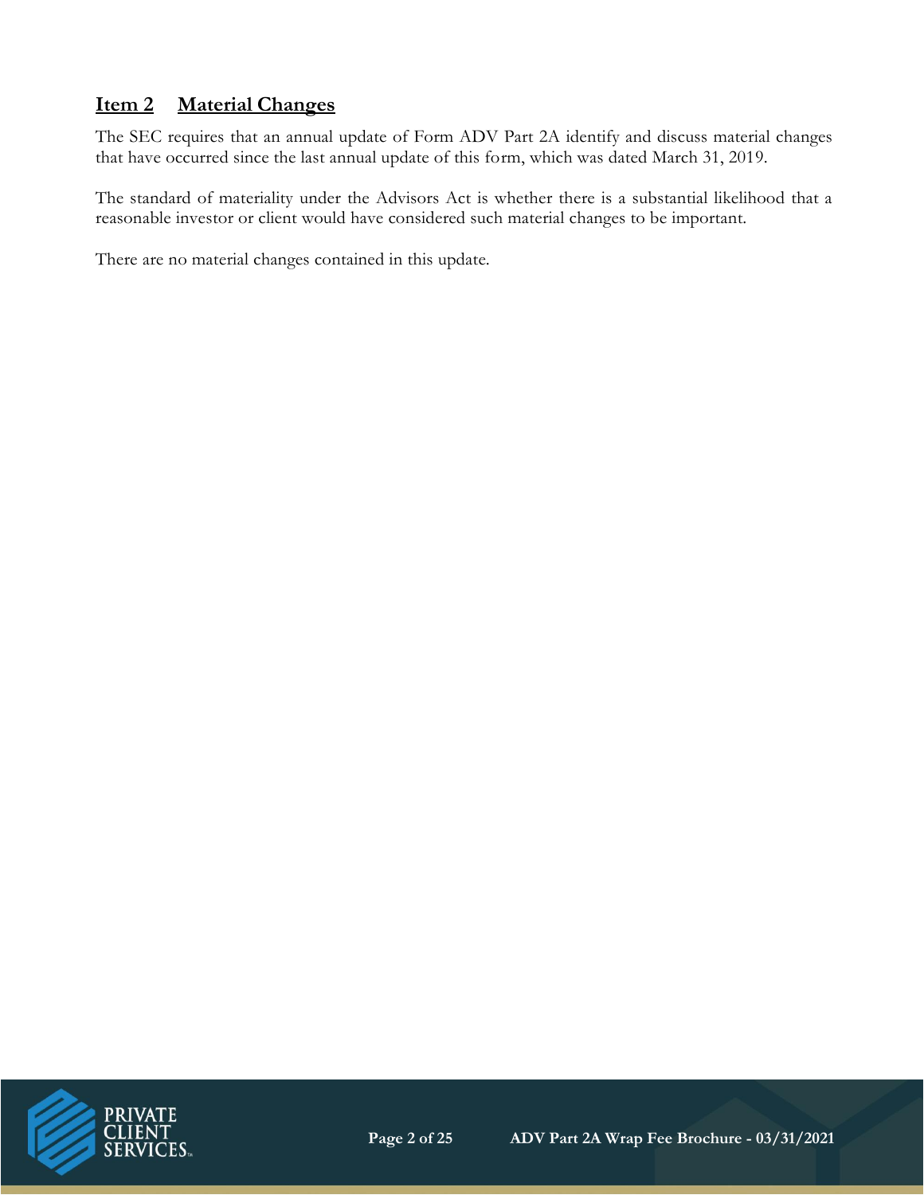## Item 2 Material Changes

The SEC requires that an annual update of Form ADV Part 2A identify and discuss material changes that have occurred since the last annual update of this form, which was dated March 31, 2019.

The standard of materiality under the Advisors Act is whether there is a substantial likelihood that a reasonable investor or client would have considered such material changes to be important.

There are no material changes contained in this update.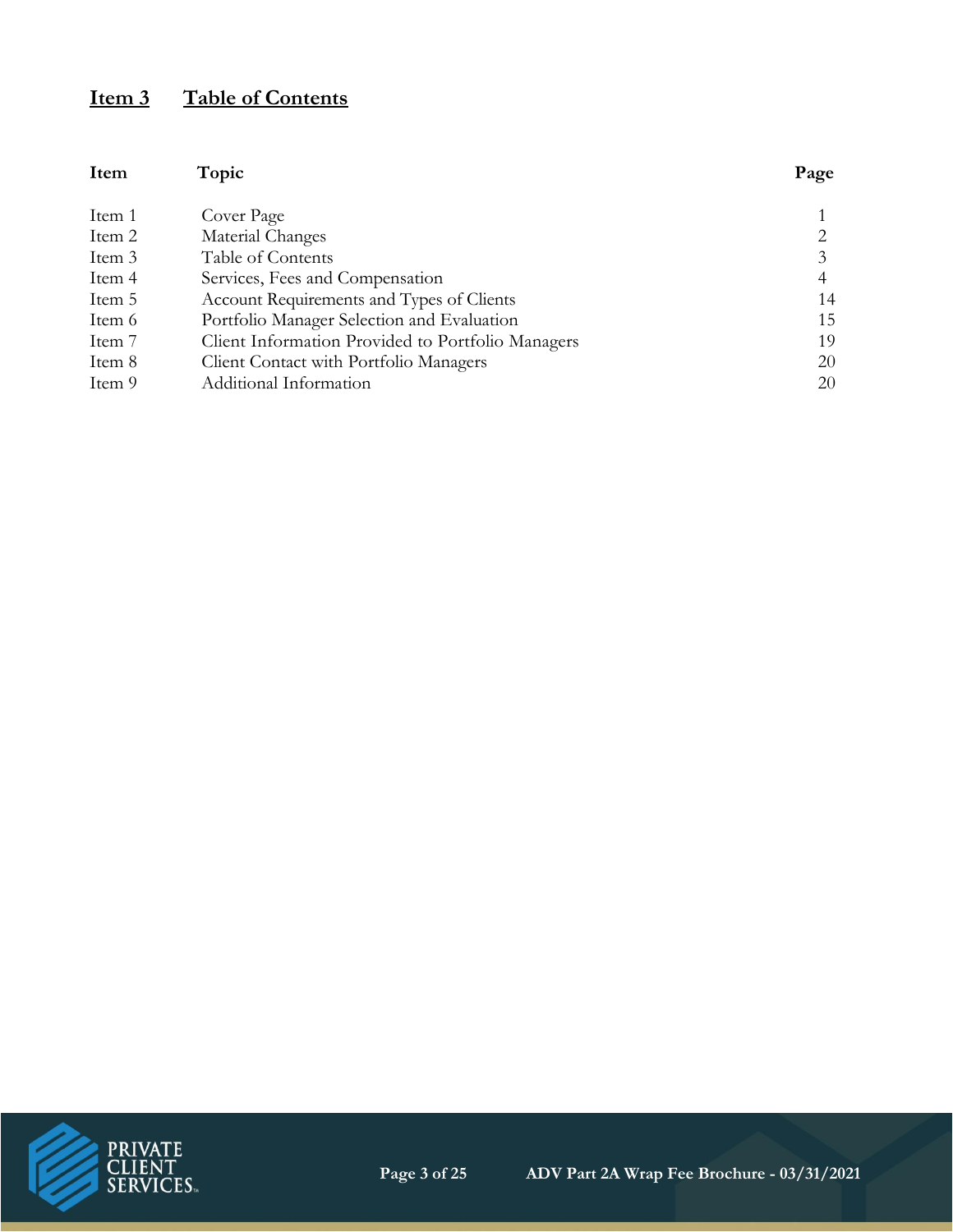## Item 3 Table of Contents

| Item | Topic | Page |
|---|---|---|
| Item 1 | Cover Page | 1 |
| Item 2 | Material Changes | 2 |
| Item 3 | Table of Contents | 3 |
| Item 4 | Services, Fees and Compensation | 4 |
| Item 5 | Account Requirements and Types of Clients | 14 |
| Item 6 | Portfolio Manager Selection and Evaluation | 15 |
| Item 7 | Client Information Provided to Portfolio Managers | 19 |
| Item 8 | Client Contact with Portfolio Managers | 20 |
| Item 9 | Additional Information | 20 |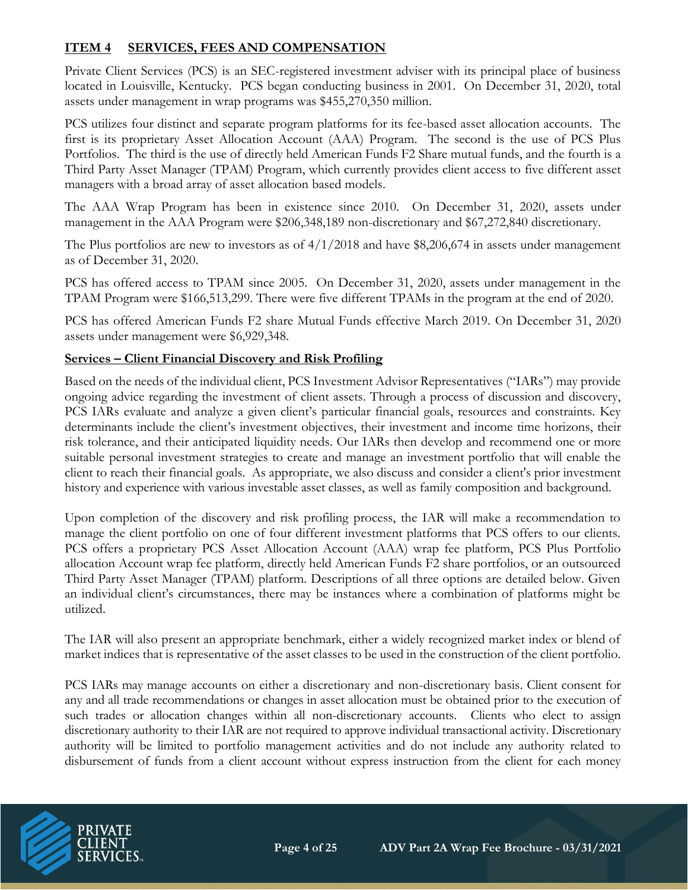## ITEM 4 SERVICES, FEES AND COMPENSATION

Private Client Services (PCS) is an SEC-registered investment adviser with its principal place of business located in Louisville, Kentucky. PCS began conducting business in 2001. On December 31, 2020, total assets under management in wrap programs was $455,270,350 million.

PCS utilizes four distinct and separate program platforms for its fee-based asset allocation accounts. The first is its proprietary Asset Allocation Account (AAA) Program. The second is the use of PCS Plus Portfolios. The third is the use of directly held American Funds F2 Share mutual funds, and the fourth is a Third Party Asset Manager (TPAM) Program, which currently provides client access to five different asset managers with a broad array of asset allocation based models.

The AAA Wrap Program has been in existence since 2010. On December 31, 2020, assets under management in the AAA Program were $206,348,189 non-discretionary and $67,272,840 discretionary.

The Plus portfolios are new to investors as of 4/1/2018 and have $8,206,674 in assets under management as of December 31, 2020.

PCS has offered access to TPAM since 2005. On December 31, 2020, assets under management in the TPAM Program were $166,513,299. There were five different TPAMs in the program at the end of 2020.

PCS has offered American Funds F2 share Mutual Funds effective March 2019. On December 31, 2020 assets under management were $6,929,348.

### Services – Client Financial Discovery and Risk Profiling

Based on the needs of the individual client, PCS Investment Advisor Representatives ("IARs") may provide ongoing advice regarding the investment of client assets. Through a process of discussion and discovery, PCS IARs evaluate and analyze a given client's particular financial goals, resources and constraints. Key determinants include the client's investment objectives, their investment and income time horizons, their risk tolerance, and their anticipated liquidity needs. Our IARs then develop and recommend one or more suitable personal investment strategies to create and manage an investment portfolio that will enable the client to reach their financial goals. As appropriate, we also discuss and consider a client's prior investment history and experience with various investable asset classes, as well as family composition and background.

Upon completion of the discovery and risk profiling process, the IAR will make a recommendation to manage the client portfolio on one of four different investment platforms that PCS offers to our clients. PCS offers a proprietary PCS Asset Allocation Account (AAA) wrap fee platform, PCS Plus Portfolio allocation Account wrap fee platform, directly held American Funds F2 share portfolios, or an outsourced Third Party Asset Manager (TPAM) platform. Descriptions of all three options are detailed below. Given an individual client's circumstances, there may be instances where a combination of platforms might be utilized.

The IAR will also present an appropriate benchmark, either a widely recognized market index or blend of market indices that is representative of the asset classes to be used in the construction of the client portfolio.

PCS IARs may manage accounts on either a discretionary and non-discretionary basis. Client consent for any and all trade recommendations or changes in asset allocation must be obtained prior to the execution of such trades or allocation changes within all non-discretionary accounts. Clients who elect to assign discretionary authority to their IAR are not required to approve individual transactional activity. Discretionary authority will be limited to portfolio management activities and do not include any authority related to disbursement of funds from a client account without express instruction from the client for each money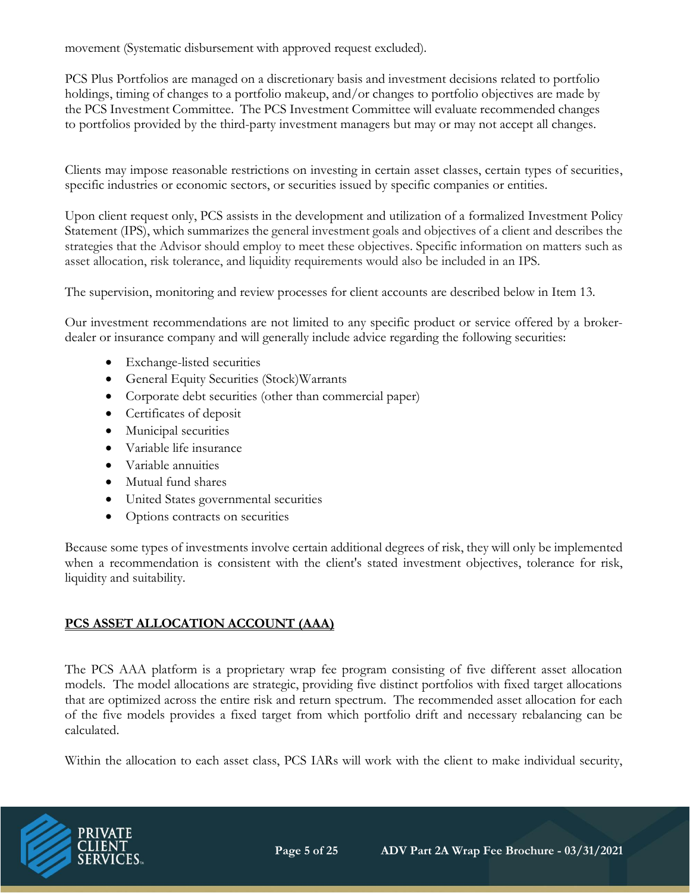movement (Systematic disbursement with approved request excluded).

PCS Plus Portfolios are managed on a discretionary basis and investment decisions related to portfolio holdings, timing of changes to a portfolio makeup, and/or changes to portfolio objectives are made by the PCS Investment Committee. The PCS Investment Committee will evaluate recommended changes to portfolios provided by the third-party investment managers but may or may not accept all changes.

Clients may impose reasonable restrictions on investing in certain asset classes, certain types of securities, specific industries or economic sectors, or securities issued by specific companies or entities.

Upon client request only, PCS assists in the development and utilization of a formalized Investment Policy Statement (IPS), which summarizes the general investment goals and objectives of a client and describes the strategies that the Advisor should employ to meet these objectives. Specific information on matters such as asset allocation, risk tolerance, and liquidity requirements would also be included in an IPS.

The supervision, monitoring and review processes for client accounts are described below in Item 13.

Our investment recommendations are not limited to any specific product or service offered by a broker-dealer or insurance company and will generally include advice regarding the following securities:

- Exchange-listed securities
- General Equity Securities (Stock)Warrants
- Corporate debt securities (other than commercial paper)
- Certificates of deposit
- Municipal securities
- Variable life insurance
- Variable annuities
- Mutual fund shares
- United States governmental securities
- Options contracts on securities

Because some types of investments involve certain additional degrees of risk, they will only be implemented when a recommendation is consistent with the client's stated investment objectives, tolerance for risk, liquidity and suitability.

## PCS ASSET ALLOCATION ACCOUNT (AAA)

The PCS AAA platform is a proprietary wrap fee program consisting of five different asset allocation models. The model allocations are strategic, providing five distinct portfolios with fixed target allocations that are optimized across the entire risk and return spectrum. The recommended asset allocation for each of the five models provides a fixed target from which portfolio drift and necessary rebalancing can be calculated.

Within the allocation to each asset class, PCS IARs will work with the client to make individual security,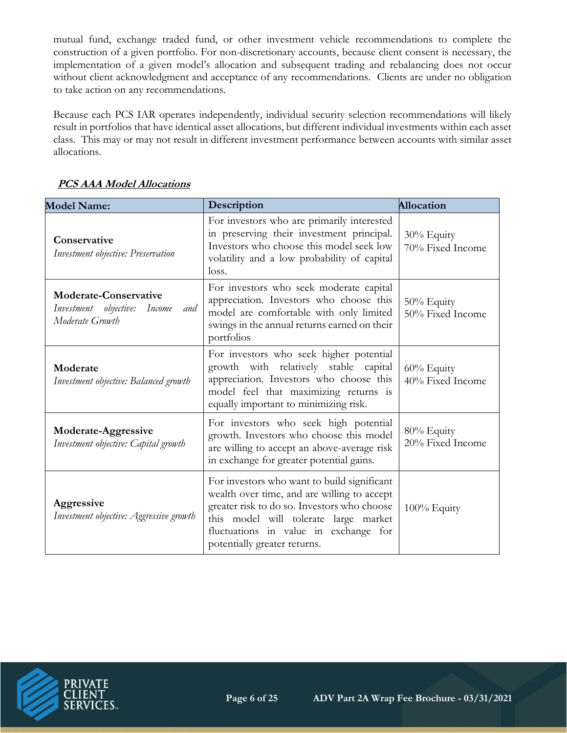mutual fund, exchange traded fund, or other investment vehicle recommendations to complete the construction of a given portfolio. For non-discretionary accounts, because client consent is necessary, the implementation of a given model's allocation and subsequent trading and rebalancing does not occur without client acknowledgment and acceptance of any recommendations. Clients are under no obligation to take action on any recommendations.

Because each PCS IAR operates independently, individual security selection recommendations will likely result in portfolios that have identical asset allocations, but different individual investments within each asset class. This may or may not result in different investment performance between accounts with similar asset allocations.

***PCS AAA Model Allocations***

| Model Name: | Description | Allocation |
|---|---|---|
| **Conservative**<br>*Investment objective: Preservation* | For investors who are primarily interested in preserving their investment principal. Investors who choose this model seek low volatility and a low probability of capital loss. | 30% Equity<br>70% Fixed Income |
| **Moderate-Conservative**<br>*Investment objective: Income and Moderate Growth* | For investors who seek moderate capital appreciation. Investors who choose this model are comfortable with only limited swings in the annual returns earned on their portfolios | 50% Equity<br>50% Fixed Income |
| **Moderate**<br>*Investment objective: Balanced growth* | For investors who seek higher potential growth with relatively stable capital appreciation. Investors who choose this model feel that maximizing returns is equally important to minimizing risk. | 60% Equity<br>40% Fixed Income |
| **Moderate-Aggressive**<br>*Investment objective: Capital growth* | For investors who seek high potential growth. Investors who choose this model are willing to accept an above-average risk in exchange for greater potential gains. | 80% Equity<br>20% Fixed Income |
| **Aggressive**<br>*Investment objective: Aggressive growth* | For investors who want to build significant wealth over time, and are willing to accept greater risk to do so. Investors who choose this model will tolerate large market fluctuations in value in exchange for potentially greater returns. | 100% Equity |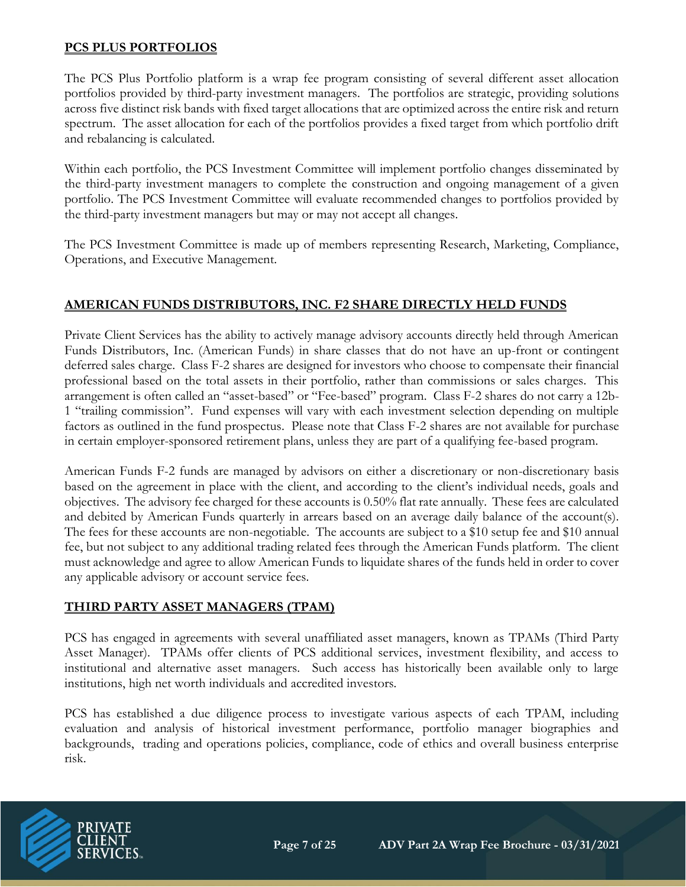## PCS PLUS PORTFOLIOS

The PCS Plus Portfolio platform is a wrap fee program consisting of several different asset allocation portfolios provided by third-party investment managers. The portfolios are strategic, providing solutions across five distinct risk bands with fixed target allocations that are optimized across the entire risk and return spectrum. The asset allocation for each of the portfolios provides a fixed target from which portfolio drift and rebalancing is calculated.

Within each portfolio, the PCS Investment Committee will implement portfolio changes disseminated by the third-party investment managers to complete the construction and ongoing management of a given portfolio. The PCS Investment Committee will evaluate recommended changes to portfolios provided by the third-party investment managers but may or may not accept all changes.

The PCS Investment Committee is made up of members representing Research, Marketing, Compliance, Operations, and Executive Management.

## AMERICAN FUNDS DISTRIBUTORS, INC. F2 SHARE DIRECTLY HELD FUNDS

Private Client Services has the ability to actively manage advisory accounts directly held through American Funds Distributors, Inc. (American Funds) in share classes that do not have an up-front or contingent deferred sales charge. Class F-2 shares are designed for investors who choose to compensate their financial professional based on the total assets in their portfolio, rather than commissions or sales charges. This arrangement is often called an "asset-based" or "Fee-based" program. Class F-2 shares do not carry a 12b-1 "trailing commission". Fund expenses will vary with each investment selection depending on multiple factors as outlined in the fund prospectus. Please note that Class F-2 shares are not available for purchase in certain employer-sponsored retirement plans, unless they are part of a qualifying fee-based program.

American Funds F-2 funds are managed by advisors on either a discretionary or non-discretionary basis based on the agreement in place with the client, and according to the client's individual needs, goals and objectives. The advisory fee charged for these accounts is 0.50% flat rate annually. These fees are calculated and debited by American Funds quarterly in arrears based on an average daily balance of the account(s). The fees for these accounts are non-negotiable. The accounts are subject to a $10 setup fee and $10 annual fee, but not subject to any additional trading related fees through the American Funds platform. The client must acknowledge and agree to allow American Funds to liquidate shares of the funds held in order to cover any applicable advisory or account service fees.

## THIRD PARTY ASSET MANAGERS (TPAM)

PCS has engaged in agreements with several unaffiliated asset managers, known as TPAMs (Third Party Asset Manager). TPAMs offer clients of PCS additional services, investment flexibility, and access to institutional and alternative asset managers. Such access has historically been available only to large institutions, high net worth individuals and accredited investors.

PCS has established a due diligence process to investigate various aspects of each TPAM, including evaluation and analysis of historical investment performance, portfolio manager biographies and backgrounds, trading and operations policies, compliance, code of ethics and overall business enterprise risk.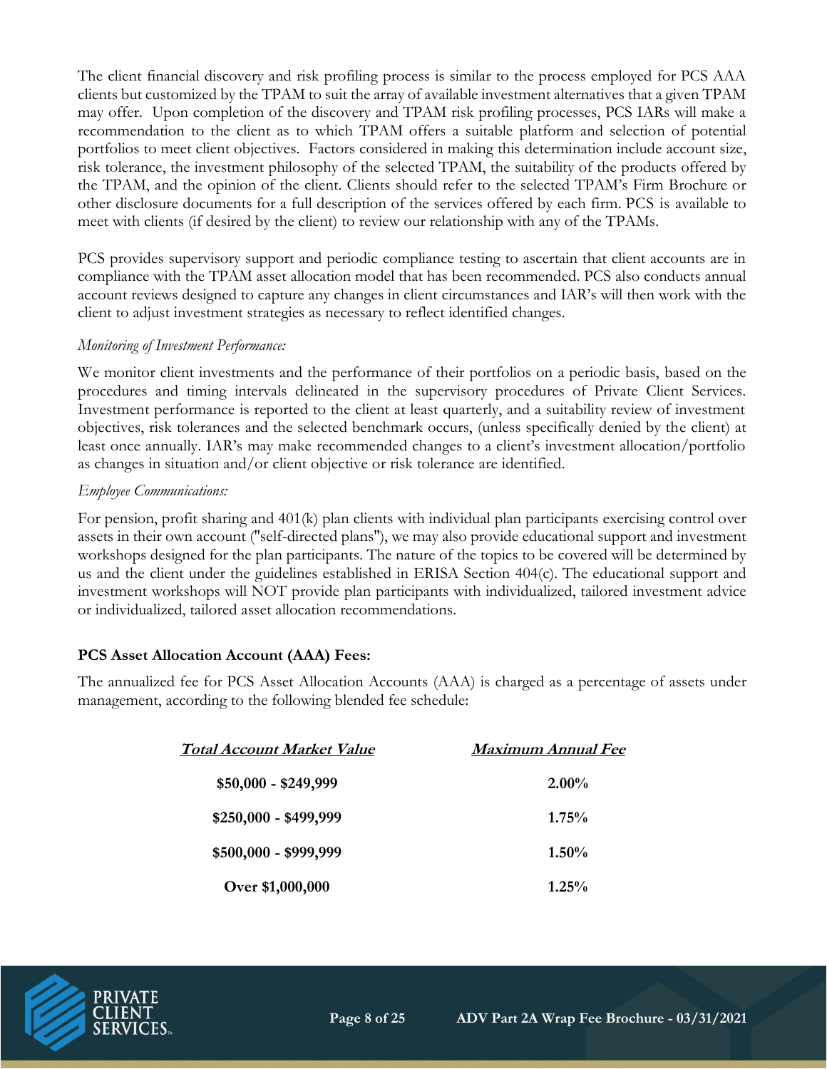The client financial discovery and risk profiling process is similar to the process employed for PCS AAA clients but customized by the TPAM to suit the array of available investment alternatives that a given TPAM may offer. Upon completion of the discovery and TPAM risk profiling processes, PCS IARs will make a recommendation to the client as to which TPAM offers a suitable platform and selection of potential portfolios to meet client objectives. Factors considered in making this determination include account size, risk tolerance, the investment philosophy of the selected TPAM, the suitability of the products offered by the TPAM, and the opinion of the client. Clients should refer to the selected TPAM's Firm Brochure or other disclosure documents for a full description of the services offered by each firm. PCS is available to meet with clients (if desired by the client) to review our relationship with any of the TPAMs.

PCS provides supervisory support and periodic compliance testing to ascertain that client accounts are in compliance with the TPAM asset allocation model that has been recommended. PCS also conducts annual account reviews designed to capture any changes in client circumstances and IAR's will then work with the client to adjust investment strategies as necessary to reflect identified changes.

*Monitoring of Investment Performance:*

We monitor client investments and the performance of their portfolios on a periodic basis, based on the procedures and timing intervals delineated in the supervisory procedures of Private Client Services. Investment performance is reported to the client at least quarterly, and a suitability review of investment objectives, risk tolerances and the selected benchmark occurs, (unless specifically denied by the client) at least once annually. IAR's may make recommended changes to a client's investment allocation/portfolio as changes in situation and/or client objective or risk tolerance are identified.

*Employee Communications:*

For pension, profit sharing and 401(k) plan clients with individual plan participants exercising control over assets in their own account ("self-directed plans"), we may also provide educational support and investment workshops designed for the plan participants. The nature of the topics to be covered will be determined by us and the client under the guidelines established in ERISA Section 404(c). The educational support and investment workshops will NOT provide plan participants with individualized, tailored investment advice or individualized, tailored asset allocation recommendations.

**PCS Asset Allocation Account (AAA) Fees:**

The annualized fee for PCS Asset Allocation Accounts (AAA) is charged as a percentage of assets under management, according to the following blended fee schedule:

| ***Total Account Market Value*** | ***Maximum Annual Fee*** |
|---|---|
| **$50,000 - $249,999** | **2.00%** |
| **$250,000 - $499,999** | **1.75%** |
| **$500,000 - $999,999** | **1.50%** |
| **Over $1,000,000** | **1.25%** |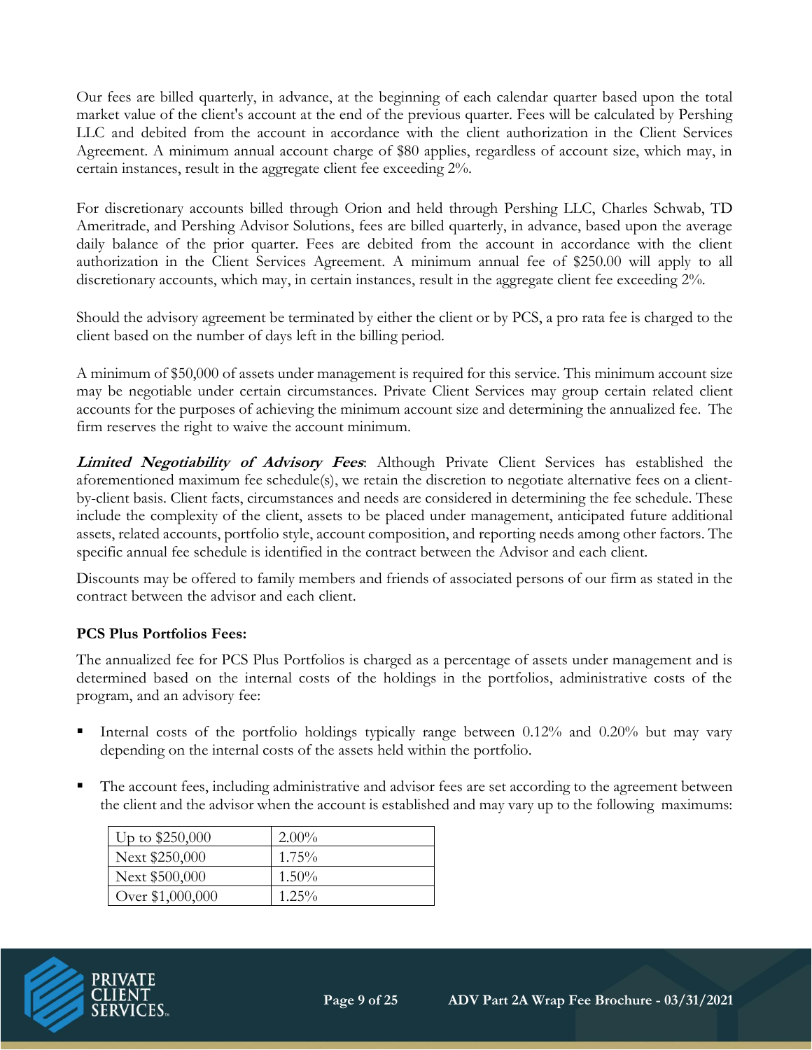Our fees are billed quarterly, in advance, at the beginning of each calendar quarter based upon the total market value of the client's account at the end of the previous quarter. Fees will be calculated by Pershing LLC and debited from the account in accordance with the client authorization in the Client Services Agreement. A minimum annual account charge of $80 applies, regardless of account size, which may, in certain instances, result in the aggregate client fee exceeding 2%.

For discretionary accounts billed through Orion and held through Pershing LLC, Charles Schwab, TD Ameritrade, and Pershing Advisor Solutions, fees are billed quarterly, in advance, based upon the average daily balance of the prior quarter. Fees are debited from the account in accordance with the client authorization in the Client Services Agreement. A minimum annual fee of $250.00 will apply to all discretionary accounts, which may, in certain instances, result in the aggregate client fee exceeding 2%.

Should the advisory agreement be terminated by either the client or by PCS, a pro rata fee is charged to the client based on the number of days left in the billing period.

A minimum of $50,000 of assets under management is required for this service. This minimum account size may be negotiable under certain circumstances. Private Client Services may group certain related client accounts for the purposes of achieving the minimum account size and determining the annualized fee. The firm reserves the right to waive the account minimum.

***Limited Negotiability of Advisory Fees***: Although Private Client Services has established the aforementioned maximum fee schedule(s), we retain the discretion to negotiate alternative fees on a client-by-client basis. Client facts, circumstances and needs are considered in determining the fee schedule. These include the complexity of the client, assets to be placed under management, anticipated future additional assets, related accounts, portfolio style, account composition, and reporting needs among other factors. The specific annual fee schedule is identified in the contract between the Advisor and each client.

Discounts may be offered to family members and friends of associated persons of our firm as stated in the contract between the advisor and each client.

**PCS Plus Portfolios Fees:**

The annualized fee for PCS Plus Portfolios is charged as a percentage of assets under management and is determined based on the internal costs of the holdings in the portfolios, administrative costs of the program, and an advisory fee:

- Internal costs of the portfolio holdings typically range between 0.12% and 0.20% but may vary depending on the internal costs of the assets held within the portfolio.
- The account fees, including administrative and advisor fees are set according to the agreement between the client and the advisor when the account is established and may vary up to the following maximums:

| | |
|---|---|
| Up to $250,000 | 2.00% |
| Next $250,000 | 1.75% |
| Next $500,000 | 1.50% |
| Over $1,000,000 | 1.25% |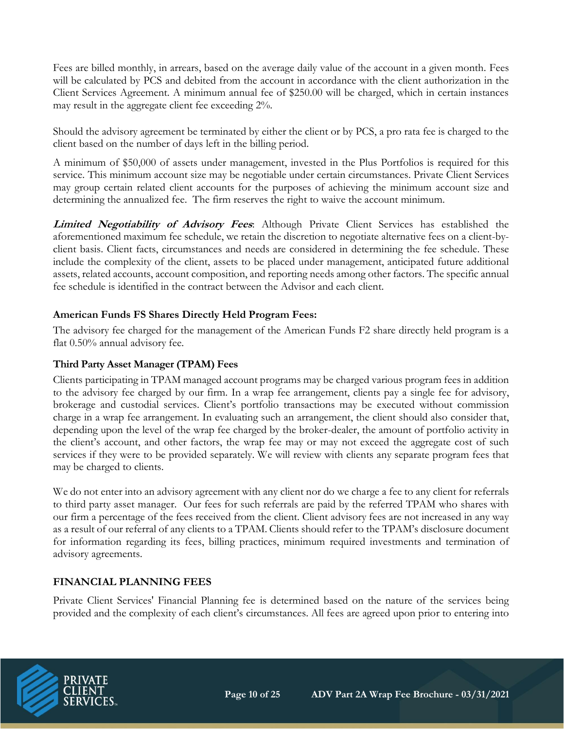Fees are billed monthly, in arrears, based on the average daily value of the account in a given month. Fees will be calculated by PCS and debited from the account in accordance with the client authorization in the Client Services Agreement. A minimum annual fee of $250.00 will be charged, which in certain instances may result in the aggregate client fee exceeding 2%.

Should the advisory agreement be terminated by either the client or by PCS, a pro rata fee is charged to the client based on the number of days left in the billing period.

A minimum of $50,000 of assets under management, invested in the Plus Portfolios is required for this service. This minimum account size may be negotiable under certain circumstances. Private Client Services may group certain related client accounts for the purposes of achieving the minimum account size and determining the annualized fee. The firm reserves the right to waive the account minimum.

***Limited Negotiability of Advisory Fees***: Although Private Client Services has established the aforementioned maximum fee schedule, we retain the discretion to negotiate alternative fees on a client-by-client basis. Client facts, circumstances and needs are considered in determining the fee schedule. These include the complexity of the client, assets to be placed under management, anticipated future additional assets, related accounts, account composition, and reporting needs among other factors. The specific annual fee schedule is identified in the contract between the Advisor and each client.

**American Funds FS Shares Directly Held Program Fees:**

The advisory fee charged for the management of the American Funds F2 share directly held program is a flat 0.50% annual advisory fee.

**Third Party Asset Manager (TPAM) Fees**

Clients participating in TPAM managed account programs may be charged various program fees in addition to the advisory fee charged by our firm. In a wrap fee arrangement, clients pay a single fee for advisory, brokerage and custodial services. Client's portfolio transactions may be executed without commission charge in a wrap fee arrangement. In evaluating such an arrangement, the client should also consider that, depending upon the level of the wrap fee charged by the broker-dealer, the amount of portfolio activity in the client's account, and other factors, the wrap fee may or may not exceed the aggregate cost of such services if they were to be provided separately. We will review with clients any separate program fees that may be charged to clients.

We do not enter into an advisory agreement with any client nor do we charge a fee to any client for referrals to third party asset manager. Our fees for such referrals are paid by the referred TPAM who shares with our firm a percentage of the fees received from the client. Client advisory fees are not increased in any way as a result of our referral of any clients to a TPAM. Clients should refer to the TPAM's disclosure document for information regarding its fees, billing practices, minimum required investments and termination of advisory agreements.

**FINANCIAL PLANNING FEES**

Private Client Services' Financial Planning fee is determined based on the nature of the services being provided and the complexity of each client's circumstances. All fees are agreed upon prior to entering into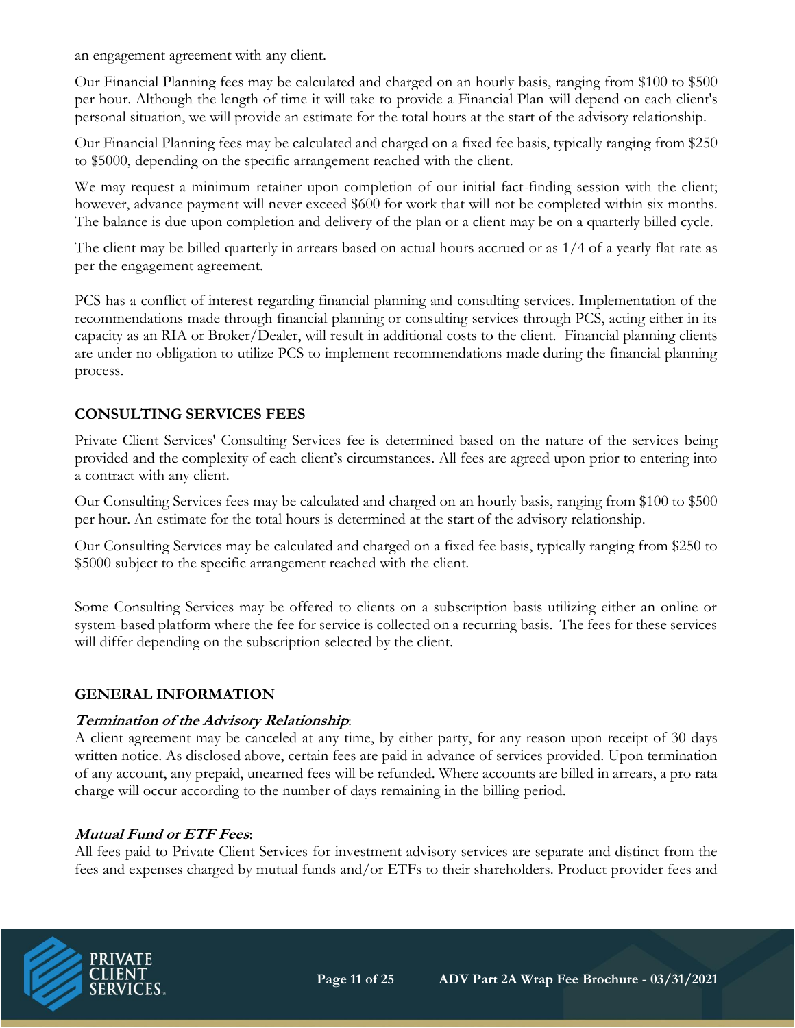an engagement agreement with any client.

Our Financial Planning fees may be calculated and charged on an hourly basis, ranging from $100 to $500 per hour. Although the length of time it will take to provide a Financial Plan will depend on each client's personal situation, we will provide an estimate for the total hours at the start of the advisory relationship.

Our Financial Planning fees may be calculated and charged on a fixed fee basis, typically ranging from $250 to $5000, depending on the specific arrangement reached with the client.

We may request a minimum retainer upon completion of our initial fact-finding session with the client; however, advance payment will never exceed $600 for work that will not be completed within six months. The balance is due upon completion and delivery of the plan or a client may be on a quarterly billed cycle.

The client may be billed quarterly in arrears based on actual hours accrued or as 1/4 of a yearly flat rate as per the engagement agreement.

PCS has a conflict of interest regarding financial planning and consulting services. Implementation of the recommendations made through financial planning or consulting services through PCS, acting either in its capacity as an RIA or Broker/Dealer, will result in additional costs to the client. Financial planning clients are under no obligation to utilize PCS to implement recommendations made during the financial planning process.

## CONSULTING SERVICES FEES

Private Client Services' Consulting Services fee is determined based on the nature of the services being provided and the complexity of each client's circumstances. All fees are agreed upon prior to entering into a contract with any client.

Our Consulting Services fees may be calculated and charged on an hourly basis, ranging from $100 to $500 per hour. An estimate for the total hours is determined at the start of the advisory relationship.

Our Consulting Services may be calculated and charged on a fixed fee basis, typically ranging from $250 to $5000 subject to the specific arrangement reached with the client.

Some Consulting Services may be offered to clients on a subscription basis utilizing either an online or system-based platform where the fee for service is collected on a recurring basis. The fees for these services will differ depending on the subscription selected by the client.

## GENERAL INFORMATION

***Termination of the Advisory Relationship***:
A client agreement may be canceled at any time, by either party, for any reason upon receipt of 30 days written notice. As disclosed above, certain fees are paid in advance of services provided. Upon termination of any account, any prepaid, unearned fees will be refunded. Where accounts are billed in arrears, a pro rata charge will occur according to the number of days remaining in the billing period.

***Mutual Fund or ETF Fees***:
All fees paid to Private Client Services for investment advisory services are separate and distinct from the fees and expenses charged by mutual funds and/or ETFs to their shareholders. Product provider fees and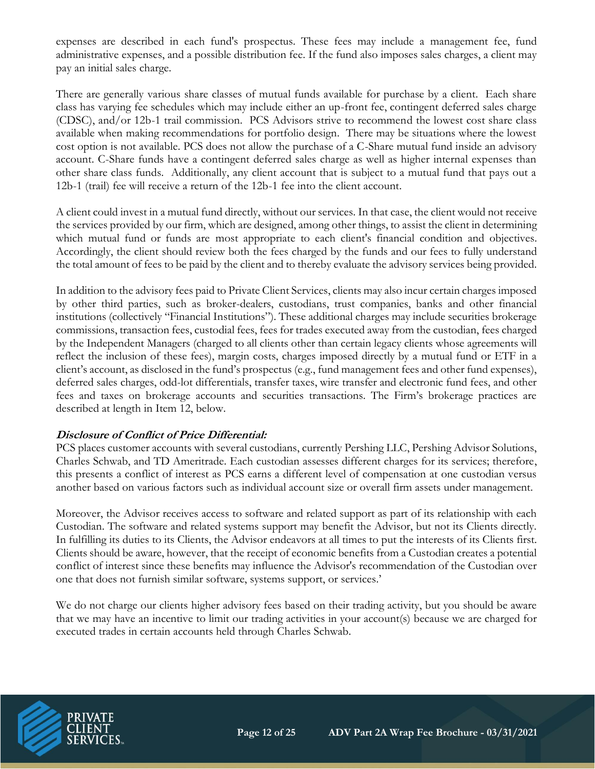expenses are described in each fund's prospectus. These fees may include a management fee, fund administrative expenses, and a possible distribution fee. If the fund also imposes sales charges, a client may pay an initial sales charge.

There are generally various share classes of mutual funds available for purchase by a client. Each share class has varying fee schedules which may include either an up-front fee, contingent deferred sales charge (CDSC), and/or 12b-1 trail commission. PCS Advisors strive to recommend the lowest cost share class available when making recommendations for portfolio design. There may be situations where the lowest cost option is not available. PCS does not allow the purchase of a C-Share mutual fund inside an advisory account. C-Share funds have a contingent deferred sales charge as well as higher internal expenses than other share class funds. Additionally, any client account that is subject to a mutual fund that pays out a 12b-1 (trail) fee will receive a return of the 12b-1 fee into the client account.

A client could invest in a mutual fund directly, without our services. In that case, the client would not receive the services provided by our firm, which are designed, among other things, to assist the client in determining which mutual fund or funds are most appropriate to each client's financial condition and objectives. Accordingly, the client should review both the fees charged by the funds and our fees to fully understand the total amount of fees to be paid by the client and to thereby evaluate the advisory services being provided.

In addition to the advisory fees paid to Private Client Services, clients may also incur certain charges imposed by other third parties, such as broker-dealers, custodians, trust companies, banks and other financial institutions (collectively "Financial Institutions"). These additional charges may include securities brokerage commissions, transaction fees, custodial fees, fees for trades executed away from the custodian, fees charged by the Independent Managers (charged to all clients other than certain legacy clients whose agreements will reflect the inclusion of these fees), margin costs, charges imposed directly by a mutual fund or ETF in a client's account, as disclosed in the fund's prospectus (e.g., fund management fees and other fund expenses), deferred sales charges, odd-lot differentials, transfer taxes, wire transfer and electronic fund fees, and other fees and taxes on brokerage accounts and securities transactions. The Firm's brokerage practices are described at length in Item 12, below.

***Disclosure of Conflict of Price Differential:***

PCS places customer accounts with several custodians, currently Pershing LLC, Pershing Advisor Solutions, Charles Schwab, and TD Ameritrade. Each custodian assesses different charges for its services; therefore, this presents a conflict of interest as PCS earns a different level of compensation at one custodian versus another based on various factors such as individual account size or overall firm assets under management.

Moreover, the Advisor receives access to software and related support as part of its relationship with each Custodian. The software and related systems support may benefit the Advisor, but not its Clients directly. In fulfilling its duties to its Clients, the Advisor endeavors at all times to put the interests of its Clients first. Clients should be aware, however, that the receipt of economic benefits from a Custodian creates a potential conflict of interest since these benefits may influence the Advisor's recommendation of the Custodian over one that does not furnish similar software, systems support, or services.'

We do not charge our clients higher advisory fees based on their trading activity, but you should be aware that we may have an incentive to limit our trading activities in your account(s) because we are charged for executed trades in certain accounts held through Charles Schwab.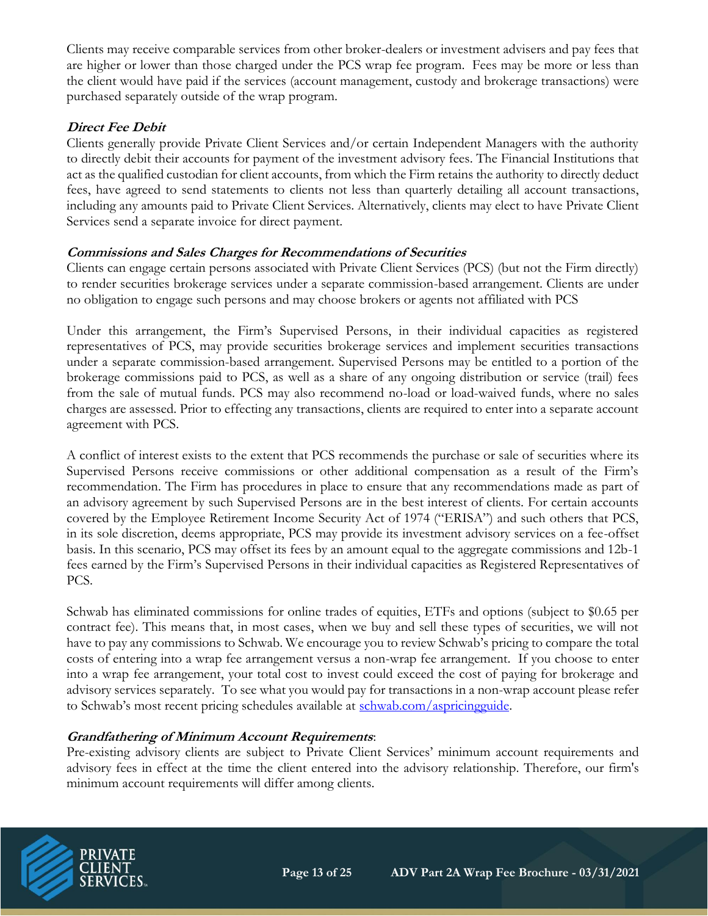Clients may receive comparable services from other broker-dealers or investment advisers and pay fees that are higher or lower than those charged under the PCS wrap fee program. Fees may be more or less than the client would have paid if the services (account management, custody and brokerage transactions) were purchased separately outside of the wrap program.

***Direct Fee Debit***

Clients generally provide Private Client Services and/or certain Independent Managers with the authority to directly debit their accounts for payment of the investment advisory fees. The Financial Institutions that act as the qualified custodian for client accounts, from which the Firm retains the authority to directly deduct fees, have agreed to send statements to clients not less than quarterly detailing all account transactions, including any amounts paid to Private Client Services. Alternatively, clients may elect to have Private Client Services send a separate invoice for direct payment.

***Commissions and Sales Charges for Recommendations of Securities***

Clients can engage certain persons associated with Private Client Services (PCS) (but not the Firm directly) to render securities brokerage services under a separate commission-based arrangement. Clients are under no obligation to engage such persons and may choose brokers or agents not affiliated with PCS

Under this arrangement, the Firm's Supervised Persons, in their individual capacities as registered representatives of PCS, may provide securities brokerage services and implement securities transactions under a separate commission-based arrangement. Supervised Persons may be entitled to a portion of the brokerage commissions paid to PCS, as well as a share of any ongoing distribution or service (trail) fees from the sale of mutual funds. PCS may also recommend no-load or load-waived funds, where no sales charges are assessed. Prior to effecting any transactions, clients are required to enter into a separate account agreement with PCS.

A conflict of interest exists to the extent that PCS recommends the purchase or sale of securities where its Supervised Persons receive commissions or other additional compensation as a result of the Firm's recommendation. The Firm has procedures in place to ensure that any recommendations made as part of an advisory agreement by such Supervised Persons are in the best interest of clients. For certain accounts covered by the Employee Retirement Income Security Act of 1974 ("ERISA") and such others that PCS, in its sole discretion, deems appropriate, PCS may provide its investment advisory services on a fee-offset basis. In this scenario, PCS may offset its fees by an amount equal to the aggregate commissions and 12b-1 fees earned by the Firm's Supervised Persons in their individual capacities as Registered Representatives of PCS.

Schwab has eliminated commissions for online trades of equities, ETFs and options (subject to $0.65 per contract fee). This means that, in most cases, when we buy and sell these types of securities, we will not have to pay any commissions to Schwab. We encourage you to review Schwab's pricing to compare the total costs of entering into a wrap fee arrangement versus a non-wrap fee arrangement. If you choose to enter into a wrap fee arrangement, your total cost to invest could exceed the cost of paying for brokerage and advisory services separately. To see what you would pay for transactions in a non-wrap account please refer to Schwab's most recent pricing schedules available at [schwab.com/aspricingguide](schwab.com/aspricingguide).

***Grandfathering of Minimum Account Requirements***:

Pre-existing advisory clients are subject to Private Client Services' minimum account requirements and advisory fees in effect at the time the client entered into the advisory relationship. Therefore, our firm's minimum account requirements will differ among clients.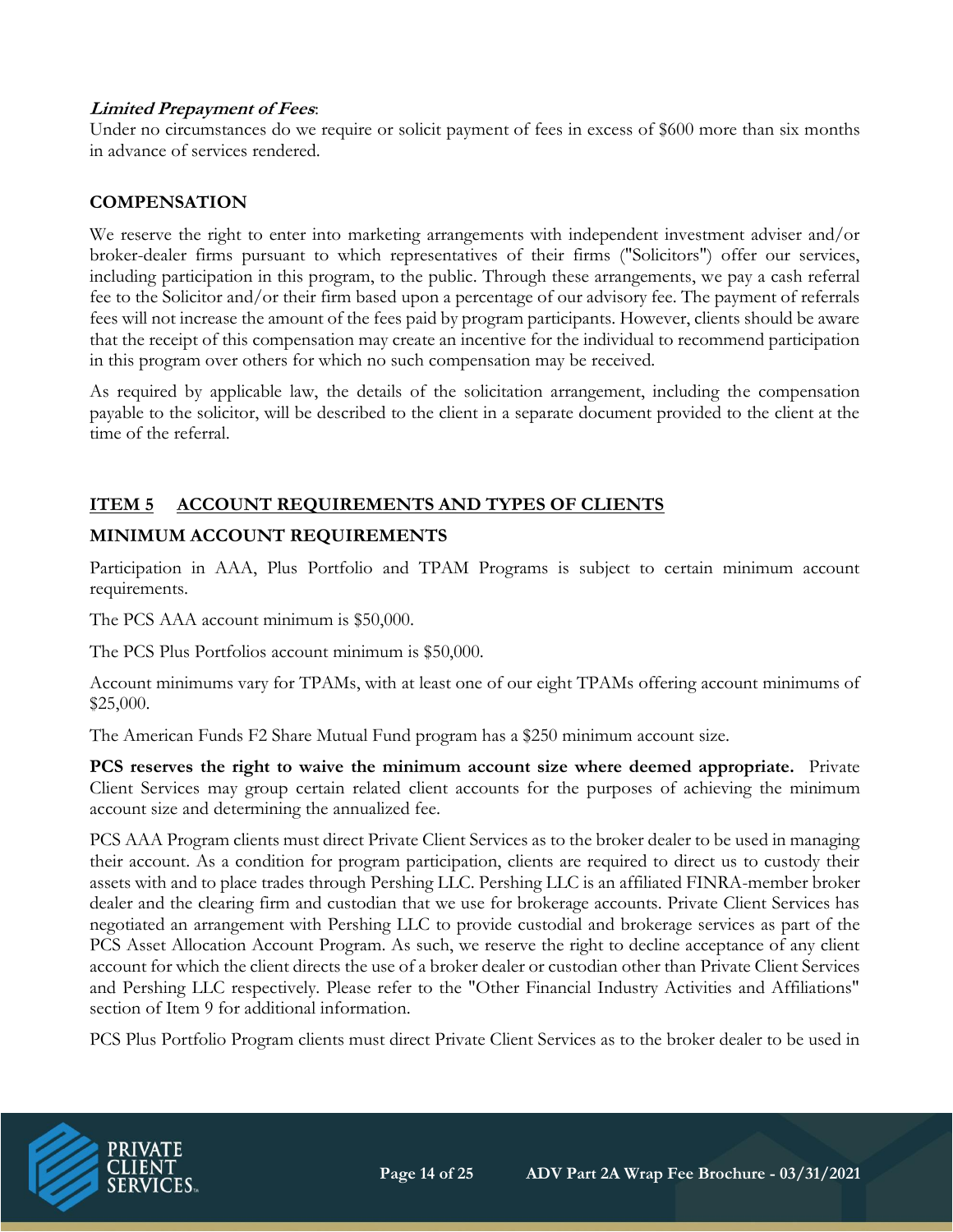***Limited Prepayment of Fees***:
Under no circumstances do we require or solicit payment of fees in excess of $600 more than six months in advance of services rendered.

**COMPENSATION**

We reserve the right to enter into marketing arrangements with independent investment adviser and/or broker-dealer firms pursuant to which representatives of their firms ("Solicitors") offer our services, including participation in this program, to the public. Through these arrangements, we pay a cash referral fee to the Solicitor and/or their firm based upon a percentage of our advisory fee. The payment of referrals fees will not increase the amount of the fees paid by program participants. However, clients should be aware that the receipt of this compensation may create an incentive for the individual to recommend participation in this program over others for which no such compensation may be received.

As required by applicable law, the details of the solicitation arrangement, including the compensation payable to the solicitor, will be described to the client in a separate document provided to the client at the time of the referral.

## ITEM 5 ACCOUNT REQUIREMENTS AND TYPES OF CLIENTS

**MINIMUM ACCOUNT REQUIREMENTS**

Participation in AAA, Plus Portfolio and TPAM Programs is subject to certain minimum account requirements.

The PCS AAA account minimum is $50,000.

The PCS Plus Portfolios account minimum is $50,000.

Account minimums vary for TPAMs, with at least one of our eight TPAMs offering account minimums of $25,000.

The American Funds F2 Share Mutual Fund program has a $250 minimum account size.

**PCS reserves the right to waive the minimum account size where deemed appropriate.** Private Client Services may group certain related client accounts for the purposes of achieving the minimum account size and determining the annualized fee.

PCS AAA Program clients must direct Private Client Services as to the broker dealer to be used in managing their account. As a condition for program participation, clients are required to direct us to custody their assets with and to place trades through Pershing LLC. Pershing LLC is an affiliated FINRA-member broker dealer and the clearing firm and custodian that we use for brokerage accounts. Private Client Services has negotiated an arrangement with Pershing LLC to provide custodial and brokerage services as part of the PCS Asset Allocation Account Program. As such, we reserve the right to decline acceptance of any client account for which the client directs the use of a broker dealer or custodian other than Private Client Services and Pershing LLC respectively. Please refer to the "Other Financial Industry Activities and Affiliations" section of Item 9 for additional information.

PCS Plus Portfolio Program clients must direct Private Client Services as to the broker dealer to be used in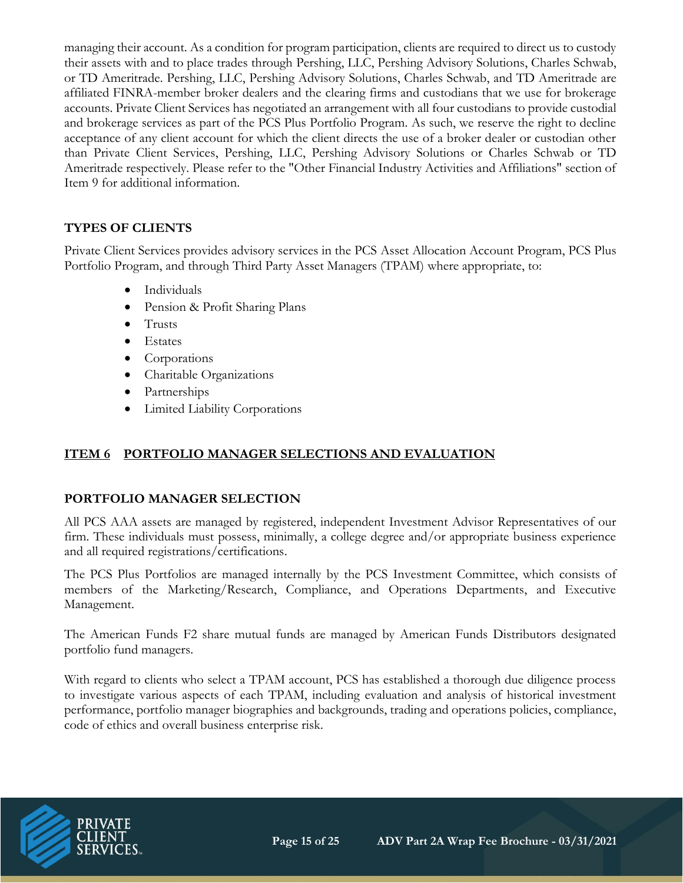managing their account. As a condition for program participation, clients are required to direct us to custody their assets with and to place trades through Pershing, LLC, Pershing Advisory Solutions, Charles Schwab, or TD Ameritrade. Pershing, LLC, Pershing Advisory Solutions, Charles Schwab, and TD Ameritrade are affiliated FINRA-member broker dealers and the clearing firms and custodians that we use for brokerage accounts. Private Client Services has negotiated an arrangement with all four custodians to provide custodial and brokerage services as part of the PCS Plus Portfolio Program. As such, we reserve the right to decline acceptance of any client account for which the client directs the use of a broker dealer or custodian other than Private Client Services, Pershing, LLC, Pershing Advisory Solutions or Charles Schwab or TD Ameritrade respectively. Please refer to the "Other Financial Industry Activities and Affiliations" section of Item 9 for additional information.

### TYPES OF CLIENTS

Private Client Services provides advisory services in the PCS Asset Allocation Account Program, PCS Plus Portfolio Program, and through Third Party Asset Managers (TPAM) where appropriate, to:

- Individuals
- Pension & Profit Sharing Plans
- Trusts
- Estates
- Corporations
- Charitable Organizations
- Partnerships
- Limited Liability Corporations

## ITEM 6 PORTFOLIO MANAGER SELECTIONS AND EVALUATION

### PORTFOLIO MANAGER SELECTION

All PCS AAA assets are managed by registered, independent Investment Advisor Representatives of our firm. These individuals must possess, minimally, a college degree and/or appropriate business experience and all required registrations/certifications.

The PCS Plus Portfolios are managed internally by the PCS Investment Committee, which consists of members of the Marketing/Research, Compliance, and Operations Departments, and Executive Management.

The American Funds F2 share mutual funds are managed by American Funds Distributors designated portfolio fund managers.

With regard to clients who select a TPAM account, PCS has established a thorough due diligence process to investigate various aspects of each TPAM, including evaluation and analysis of historical investment performance, portfolio manager biographies and backgrounds, trading and operations policies, compliance, code of ethics and overall business enterprise risk.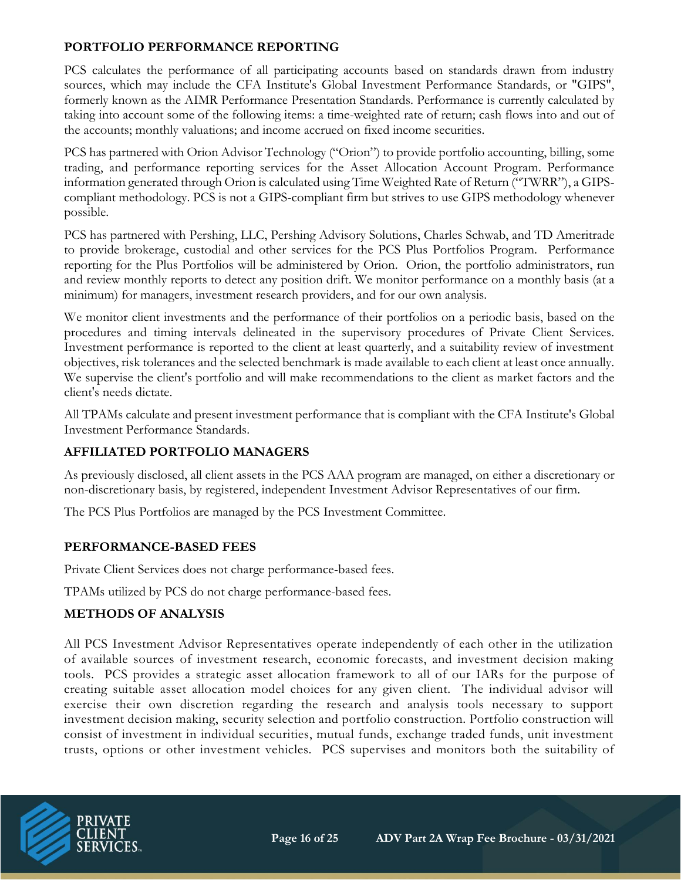## PORTFOLIO PERFORMANCE REPORTING

PCS calculates the performance of all participating accounts based on standards drawn from industry sources, which may include the CFA Institute's Global Investment Performance Standards, or "GIPS", formerly known as the AIMR Performance Presentation Standards. Performance is currently calculated by taking into account some of the following items: a time-weighted rate of return; cash flows into and out of the accounts; monthly valuations; and income accrued on fixed income securities.

PCS has partnered with Orion Advisor Technology ("Orion") to provide portfolio accounting, billing, some trading, and performance reporting services for the Asset Allocation Account Program. Performance information generated through Orion is calculated using Time Weighted Rate of Return ("TWRR"), a GIPS-compliant methodology. PCS is not a GIPS-compliant firm but strives to use GIPS methodology whenever possible.

PCS has partnered with Pershing, LLC, Pershing Advisory Solutions, Charles Schwab, and TD Ameritrade to provide brokerage, custodial and other services for the PCS Plus Portfolios Program. Performance reporting for the Plus Portfolios will be administered by Orion. Orion, the portfolio administrators, run and review monthly reports to detect any position drift. We monitor performance on a monthly basis (at a minimum) for managers, investment research providers, and for our own analysis.

We monitor client investments and the performance of their portfolios on a periodic basis, based on the procedures and timing intervals delineated in the supervisory procedures of Private Client Services. Investment performance is reported to the client at least quarterly, and a suitability review of investment objectives, risk tolerances and the selected benchmark is made available to each client at least once annually. We supervise the client's portfolio and will make recommendations to the client as market factors and the client's needs dictate.

All TPAMs calculate and present investment performance that is compliant with the CFA Institute's Global Investment Performance Standards.

## AFFILIATED PORTFOLIO MANAGERS

As previously disclosed, all client assets in the PCS AAA program are managed, on either a discretionary or non-discretionary basis, by registered, independent Investment Advisor Representatives of our firm.

The PCS Plus Portfolios are managed by the PCS Investment Committee.

## PERFORMANCE-BASED FEES

Private Client Services does not charge performance-based fees.

TPAMs utilized by PCS do not charge performance-based fees.

## METHODS OF ANALYSIS

All PCS Investment Advisor Representatives operate independently of each other in the utilization of available sources of investment research, economic forecasts, and investment decision making tools. PCS provides a strategic asset allocation framework to all of our IARs for the purpose of creating suitable asset allocation model choices for any given client. The individual advisor will exercise their own discretion regarding the research and analysis tools necessary to support investment decision making, security selection and portfolio construction. Portfolio construction will consist of investment in individual securities, mutual funds, exchange traded funds, unit investment trusts, options or other investment vehicles. PCS supervises and monitors both the suitability of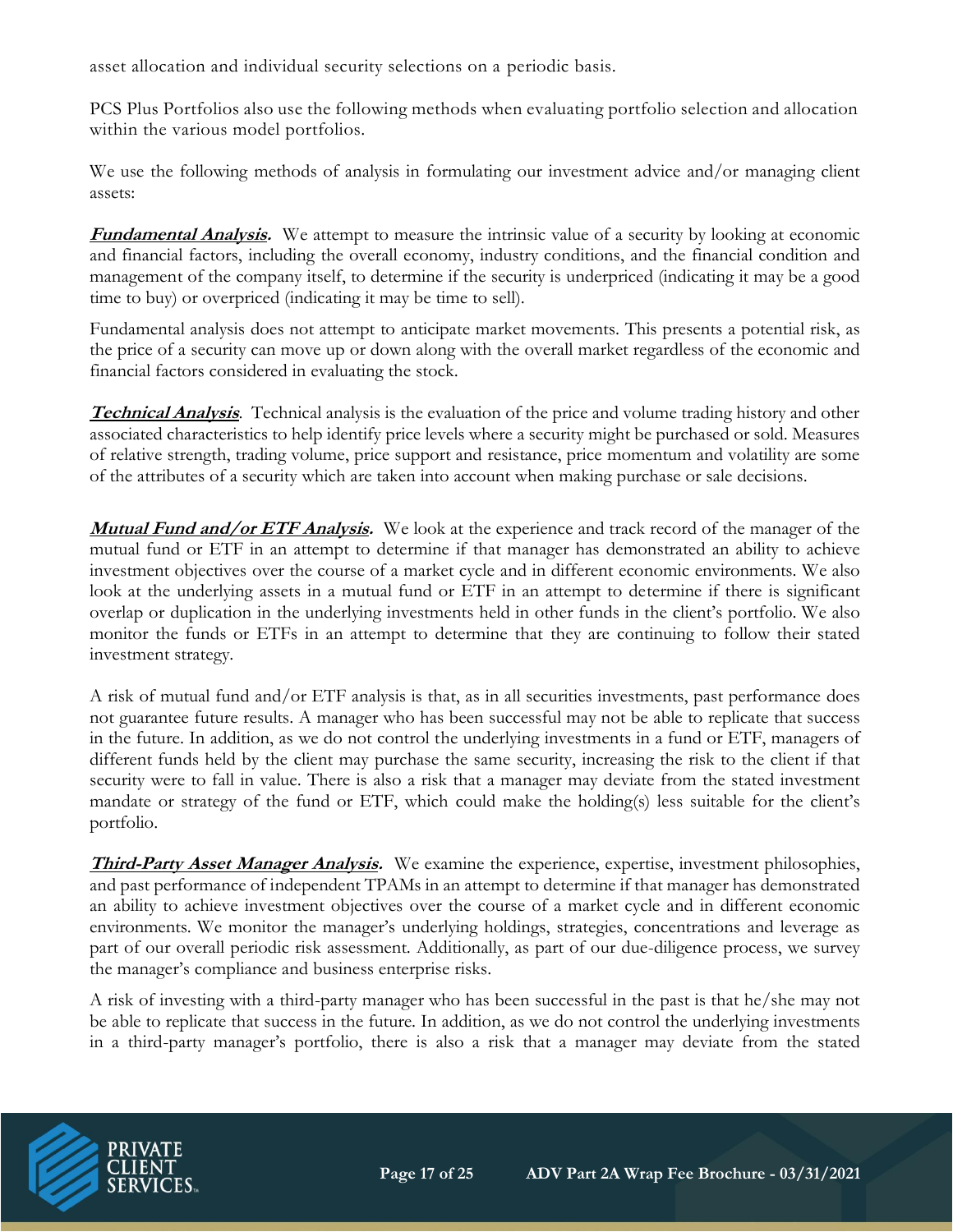asset allocation and individual security selections on a periodic basis.

PCS Plus Portfolios also use the following methods when evaluating portfolio selection and allocation within the various model portfolios.

We use the following methods of analysis in formulating our investment advice and/or managing client assets:

***Fundamental Analysis.*** We attempt to measure the intrinsic value of a security by looking at economic and financial factors, including the overall economy, industry conditions, and the financial condition and management of the company itself, to determine if the security is underpriced (indicating it may be a good time to buy) or overpriced (indicating it may be time to sell).

Fundamental analysis does not attempt to anticipate market movements. This presents a potential risk, as the price of a security can move up or down along with the overall market regardless of the economic and financial factors considered in evaluating the stock.

***Technical Analysis***. Technical analysis is the evaluation of the price and volume trading history and other associated characteristics to help identify price levels where a security might be purchased or sold. Measures of relative strength, trading volume, price support and resistance, price momentum and volatility are some of the attributes of a security which are taken into account when making purchase or sale decisions.

***Mutual Fund and/or ETF Analysis.*** We look at the experience and track record of the manager of the mutual fund or ETF in an attempt to determine if that manager has demonstrated an ability to achieve investment objectives over the course of a market cycle and in different economic environments. We also look at the underlying assets in a mutual fund or ETF in an attempt to determine if there is significant overlap or duplication in the underlying investments held in other funds in the client's portfolio. We also monitor the funds or ETFs in an attempt to determine that they are continuing to follow their stated investment strategy.

A risk of mutual fund and/or ETF analysis is that, as in all securities investments, past performance does not guarantee future results. A manager who has been successful may not be able to replicate that success in the future. In addition, as we do not control the underlying investments in a fund or ETF, managers of different funds held by the client may purchase the same security, increasing the risk to the client if that security were to fall in value. There is also a risk that a manager may deviate from the stated investment mandate or strategy of the fund or ETF, which could make the holding(s) less suitable for the client's portfolio.

***Third-Party Asset Manager Analysis.*** We examine the experience, expertise, investment philosophies, and past performance of independent TPAMs in an attempt to determine if that manager has demonstrated an ability to achieve investment objectives over the course of a market cycle and in different economic environments. We monitor the manager's underlying holdings, strategies, concentrations and leverage as part of our overall periodic risk assessment. Additionally, as part of our due-diligence process, we survey the manager's compliance and business enterprise risks.

A risk of investing with a third-party manager who has been successful in the past is that he/she may not be able to replicate that success in the future. In addition, as we do not control the underlying investments in a third-party manager's portfolio, there is also a risk that a manager may deviate from the stated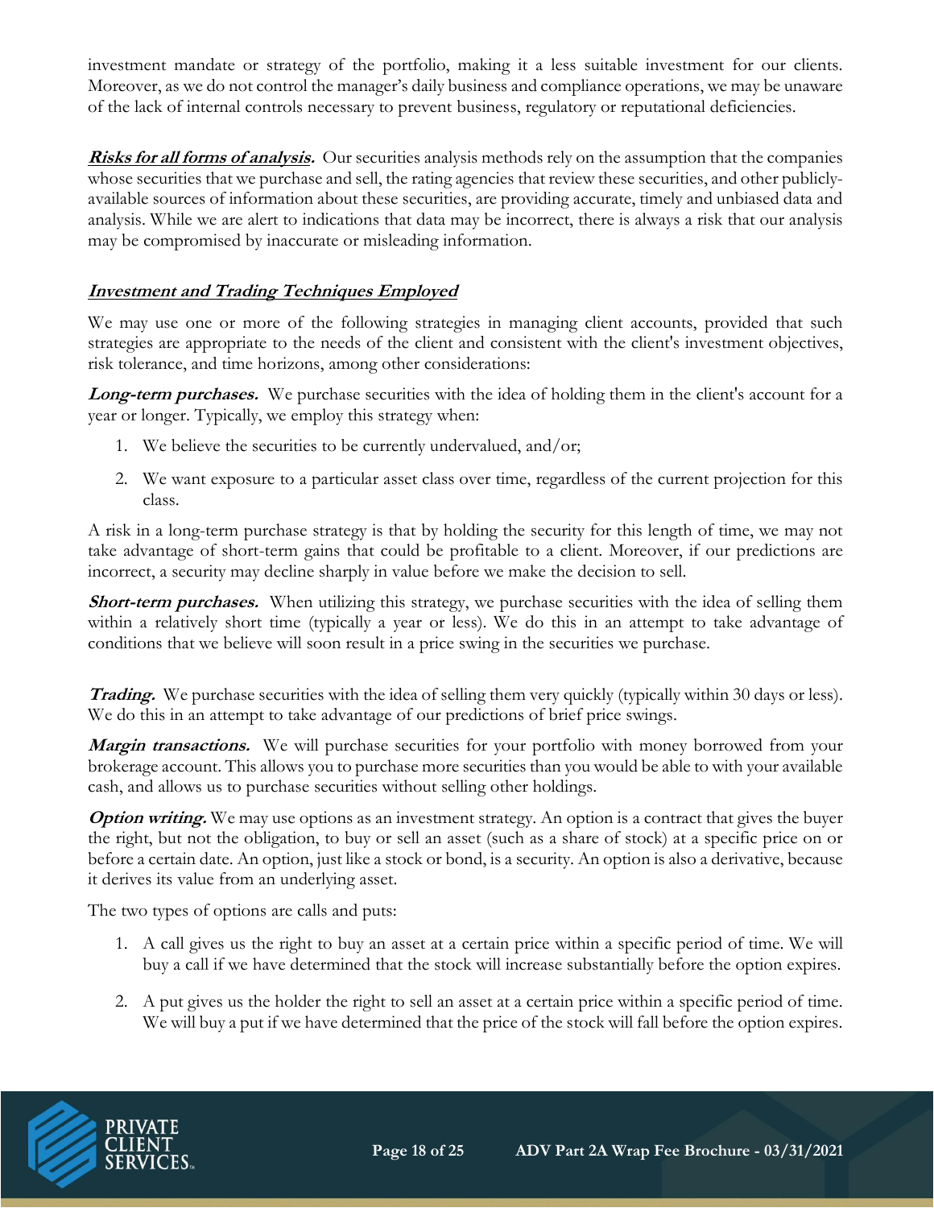investment mandate or strategy of the portfolio, making it a less suitable investment for our clients. Moreover, as we do not control the manager's daily business and compliance operations, we may be unaware of the lack of internal controls necessary to prevent business, regulatory or reputational deficiencies.

***Risks for all forms of analysis.*** Our securities analysis methods rely on the assumption that the companies whose securities that we purchase and sell, the rating agencies that review these securities, and other publicly-available sources of information about these securities, are providing accurate, timely and unbiased data and analysis. While we are alert to indications that data may be incorrect, there is always a risk that our analysis may be compromised by inaccurate or misleading information.

## ***Investment and Trading Techniques Employed***

We may use one or more of the following strategies in managing client accounts, provided that such strategies are appropriate to the needs of the client and consistent with the client's investment objectives, risk tolerance, and time horizons, among other considerations:

***Long-term purchases.*** We purchase securities with the idea of holding them in the client's account for a year or longer. Typically, we employ this strategy when:

1. We believe the securities to be currently undervalued, and/or;
2. We want exposure to a particular asset class over time, regardless of the current projection for this class.

A risk in a long-term purchase strategy is that by holding the security for this length of time, we may not take advantage of short-term gains that could be profitable to a client. Moreover, if our predictions are incorrect, a security may decline sharply in value before we make the decision to sell.

***Short-term purchases.*** When utilizing this strategy, we purchase securities with the idea of selling them within a relatively short time (typically a year or less). We do this in an attempt to take advantage of conditions that we believe will soon result in a price swing in the securities we purchase.

***Trading.*** We purchase securities with the idea of selling them very quickly (typically within 30 days or less). We do this in an attempt to take advantage of our predictions of brief price swings.

***Margin transactions.*** We will purchase securities for your portfolio with money borrowed from your brokerage account. This allows you to purchase more securities than you would be able to with your available cash, and allows us to purchase securities without selling other holdings.

***Option writing.*** We may use options as an investment strategy. An option is a contract that gives the buyer the right, but not the obligation, to buy or sell an asset (such as a share of stock) at a specific price on or before a certain date. An option, just like a stock or bond, is a security. An option is also a derivative, because it derives its value from an underlying asset.

The two types of options are calls and puts:

1. A call gives us the right to buy an asset at a certain price within a specific period of time. We will buy a call if we have determined that the stock will increase substantially before the option expires.
2. A put gives us the holder the right to sell an asset at a certain price within a specific period of time. We will buy a put if we have determined that the price of the stock will fall before the option expires.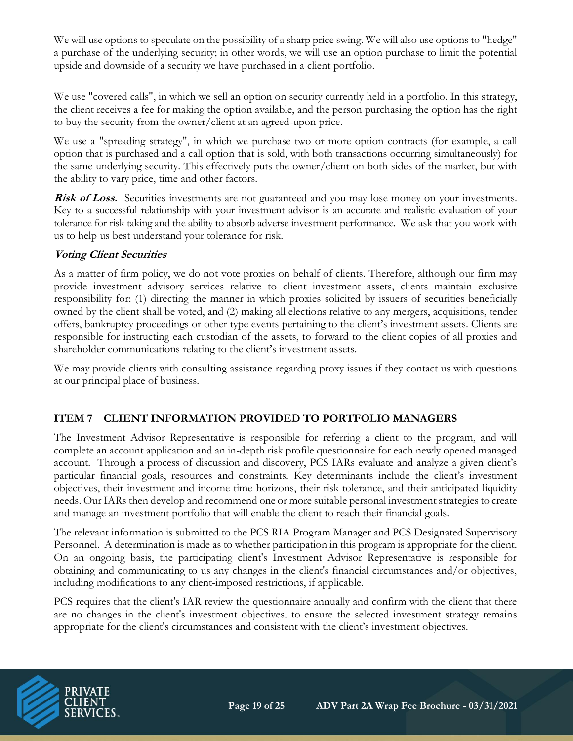We will use options to speculate on the possibility of a sharp price swing. We will also use options to "hedge" a purchase of the underlying security; in other words, we will use an option purchase to limit the potential upside and downside of a security we have purchased in a client portfolio.

We use "covered calls", in which we sell an option on security currently held in a portfolio. In this strategy, the client receives a fee for making the option available, and the person purchasing the option has the right to buy the security from the owner/client at an agreed-upon price.

We use a "spreading strategy", in which we purchase two or more option contracts (for example, a call option that is purchased and a call option that is sold, with both transactions occurring simultaneously) for the same underlying security. This effectively puts the owner/client on both sides of the market, but with the ability to vary price, time and other factors.

***Risk of Loss.*** Securities investments are not guaranteed and you may lose money on your investments. Key to a successful relationship with your investment advisor is an accurate and realistic evaluation of your tolerance for risk taking and the ability to absorb adverse investment performance. We ask that you work with us to help us best understand your tolerance for risk.

***Voting Client Securities***

As a matter of firm policy, we do not vote proxies on behalf of clients. Therefore, although our firm may provide investment advisory services relative to client investment assets, clients maintain exclusive responsibility for: (1) directing the manner in which proxies solicited by issuers of securities beneficially owned by the client shall be voted, and (2) making all elections relative to any mergers, acquisitions, tender offers, bankruptcy proceedings or other type events pertaining to the client's investment assets. Clients are responsible for instructing each custodian of the assets, to forward to the client copies of all proxies and shareholder communications relating to the client's investment assets.

We may provide clients with consulting assistance regarding proxy issues if they contact us with questions at our principal place of business.

## ITEM 7 CLIENT INFORMATION PROVIDED TO PORTFOLIO MANAGERS

The Investment Advisor Representative is responsible for referring a client to the program, and will complete an account application and an in-depth risk profile questionnaire for each newly opened managed account. Through a process of discussion and discovery, PCS IARs evaluate and analyze a given client's particular financial goals, resources and constraints. Key determinants include the client's investment objectives, their investment and income time horizons, their risk tolerance, and their anticipated liquidity needs. Our IARs then develop and recommend one or more suitable personal investment strategies to create and manage an investment portfolio that will enable the client to reach their financial goals.

The relevant information is submitted to the PCS RIA Program Manager and PCS Designated Supervisory Personnel. A determination is made as to whether participation in this program is appropriate for the client. On an ongoing basis, the participating client's Investment Advisor Representative is responsible for obtaining and communicating to us any changes in the client's financial circumstances and/or objectives, including modifications to any client-imposed restrictions, if applicable.

PCS requires that the client's IAR review the questionnaire annually and confirm with the client that there are no changes in the client's investment objectives, to ensure the selected investment strategy remains appropriate for the client's circumstances and consistent with the client's investment objectives.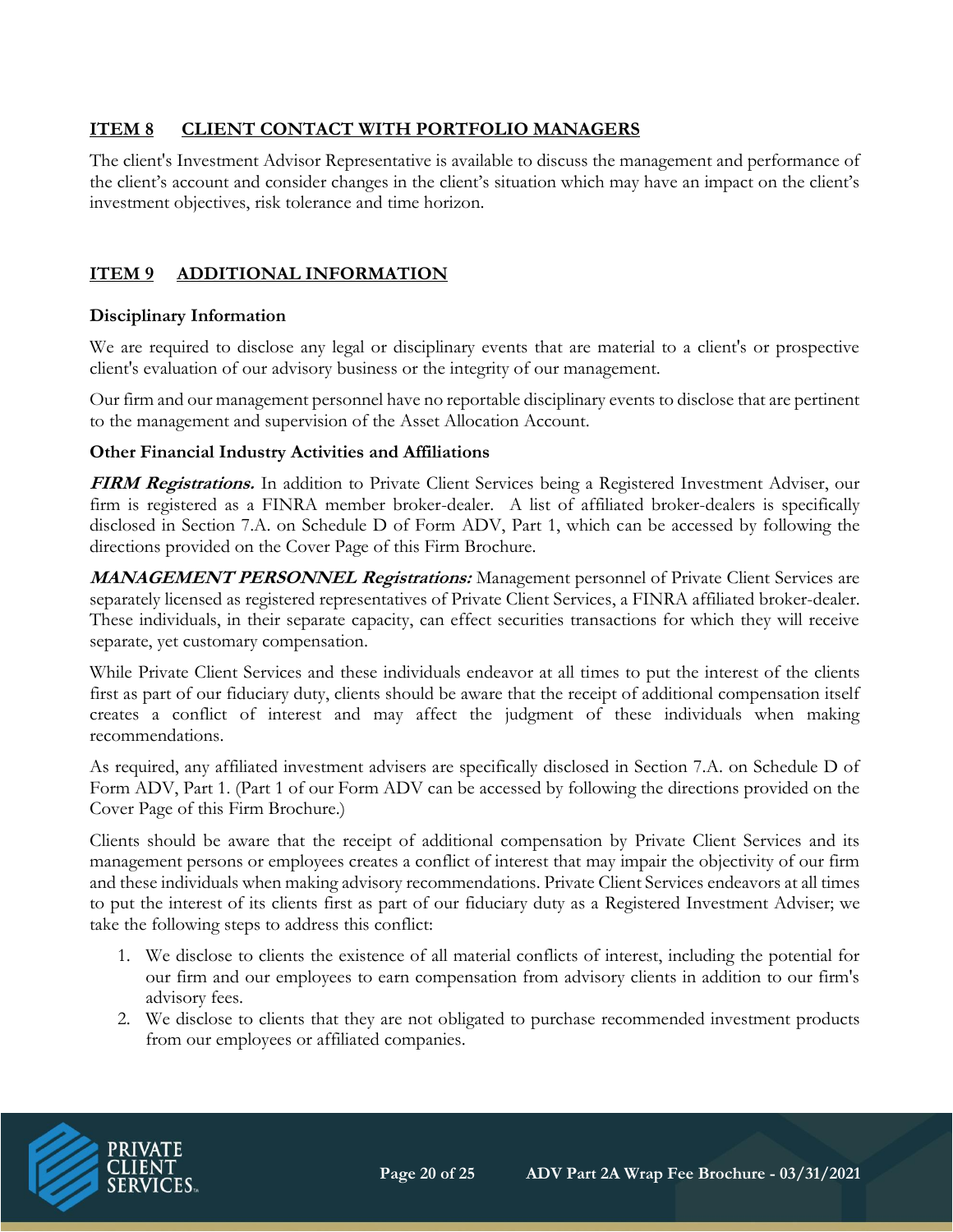## ITEM 8 CLIENT CONTACT WITH PORTFOLIO MANAGERS

The client's Investment Advisor Representative is available to discuss the management and performance of the client's account and consider changes in the client's situation which may have an impact on the client's investment objectives, risk tolerance and time horizon.

## ITEM 9 ADDITIONAL INFORMATION

### Disciplinary Information

We are required to disclose any legal or disciplinary events that are material to a client's or prospective client's evaluation of our advisory business or the integrity of our management.

Our firm and our management personnel have no reportable disciplinary events to disclose that are pertinent to the management and supervision of the Asset Allocation Account.

### Other Financial Industry Activities and Affiliations

***FIRM Registrations.*** In addition to Private Client Services being a Registered Investment Adviser, our firm is registered as a FINRA member broker-dealer. A list of affiliated broker-dealers is specifically disclosed in Section 7.A. on Schedule D of Form ADV, Part 1, which can be accessed by following the directions provided on the Cover Page of this Firm Brochure.

***MANAGEMENT PERSONNEL Registrations:*** Management personnel of Private Client Services are separately licensed as registered representatives of Private Client Services, a FINRA affiliated broker-dealer. These individuals, in their separate capacity, can effect securities transactions for which they will receive separate, yet customary compensation.

While Private Client Services and these individuals endeavor at all times to put the interest of the clients first as part of our fiduciary duty, clients should be aware that the receipt of additional compensation itself creates a conflict of interest and may affect the judgment of these individuals when making recommendations.

As required, any affiliated investment advisers are specifically disclosed in Section 7.A. on Schedule D of Form ADV, Part 1. (Part 1 of our Form ADV can be accessed by following the directions provided on the Cover Page of this Firm Brochure.)

Clients should be aware that the receipt of additional compensation by Private Client Services and its management persons or employees creates a conflict of interest that may impair the objectivity of our firm and these individuals when making advisory recommendations. Private Client Services endeavors at all times to put the interest of its clients first as part of our fiduciary duty as a Registered Investment Adviser; we take the following steps to address this conflict:

1. We disclose to clients the existence of all material conflicts of interest, including the potential for our firm and our employees to earn compensation from advisory clients in addition to our firm's advisory fees.
2. We disclose to clients that they are not obligated to purchase recommended investment products from our employees or affiliated companies.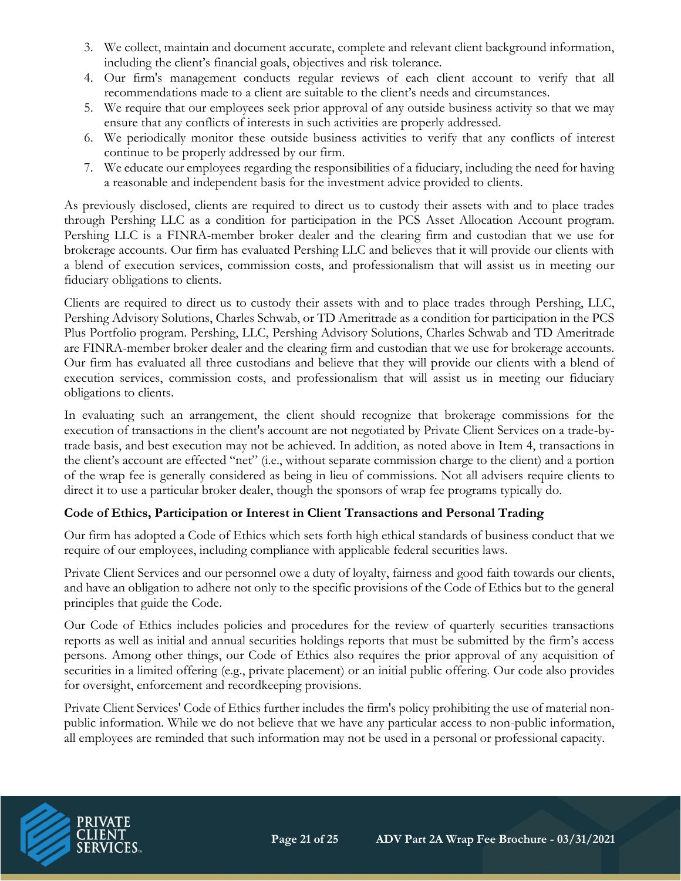3. We collect, maintain and document accurate, complete and relevant client background information, including the client's financial goals, objectives and risk tolerance.
4. Our firm's management conducts regular reviews of each client account to verify that all recommendations made to a client are suitable to the client's needs and circumstances.
5. We require that our employees seek prior approval of any outside business activity so that we may ensure that any conflicts of interests in such activities are properly addressed.
6. We periodically monitor these outside business activities to verify that any conflicts of interest continue to be properly addressed by our firm.
7. We educate our employees regarding the responsibilities of a fiduciary, including the need for having a reasonable and independent basis for the investment advice provided to clients.

As previously disclosed, clients are required to direct us to custody their assets with and to place trades through Pershing LLC as a condition for participation in the PCS Asset Allocation Account program. Pershing LLC is a FINRA-member broker dealer and the clearing firm and custodian that we use for brokerage accounts. Our firm has evaluated Pershing LLC and believes that it will provide our clients with a blend of execution services, commission costs, and professionalism that will assist us in meeting our fiduciary obligations to clients.

Clients are required to direct us to custody their assets with and to place trades through Pershing, LLC, Pershing Advisory Solutions, Charles Schwab, or TD Ameritrade as a condition for participation in the PCS Plus Portfolio program. Pershing, LLC, Pershing Advisory Solutions, Charles Schwab and TD Ameritrade are FINRA-member broker dealer and the clearing firm and custodian that we use for brokerage accounts. Our firm has evaluated all three custodians and believe that they will provide our clients with a blend of execution services, commission costs, and professionalism that will assist us in meeting our fiduciary obligations to clients.

In evaluating such an arrangement, the client should recognize that brokerage commissions for the execution of transactions in the client's account are not negotiated by Private Client Services on a trade-by-trade basis, and best execution may not be achieved. In addition, as noted above in Item 4, transactions in the client's account are effected "net" (i.e., without separate commission charge to the client) and a portion of the wrap fee is generally considered as being in lieu of commissions. Not all advisers require clients to direct it to use a particular broker dealer, though the sponsors of wrap fee programs typically do.

**Code of Ethics, Participation or Interest in Client Transactions and Personal Trading**

Our firm has adopted a Code of Ethics which sets forth high ethical standards of business conduct that we require of our employees, including compliance with applicable federal securities laws.

Private Client Services and our personnel owe a duty of loyalty, fairness and good faith towards our clients, and have an obligation to adhere not only to the specific provisions of the Code of Ethics but to the general principles that guide the Code.

Our Code of Ethics includes policies and procedures for the review of quarterly securities transactions reports as well as initial and annual securities holdings reports that must be submitted by the firm's access persons. Among other things, our Code of Ethics also requires the prior approval of any acquisition of securities in a limited offering (e.g., private placement) or an initial public offering. Our code also provides for oversight, enforcement and recordkeeping provisions.

Private Client Services' Code of Ethics further includes the firm's policy prohibiting the use of material non-public information. While we do not believe that we have any particular access to non-public information, all employees are reminded that such information may not be used in a personal or professional capacity.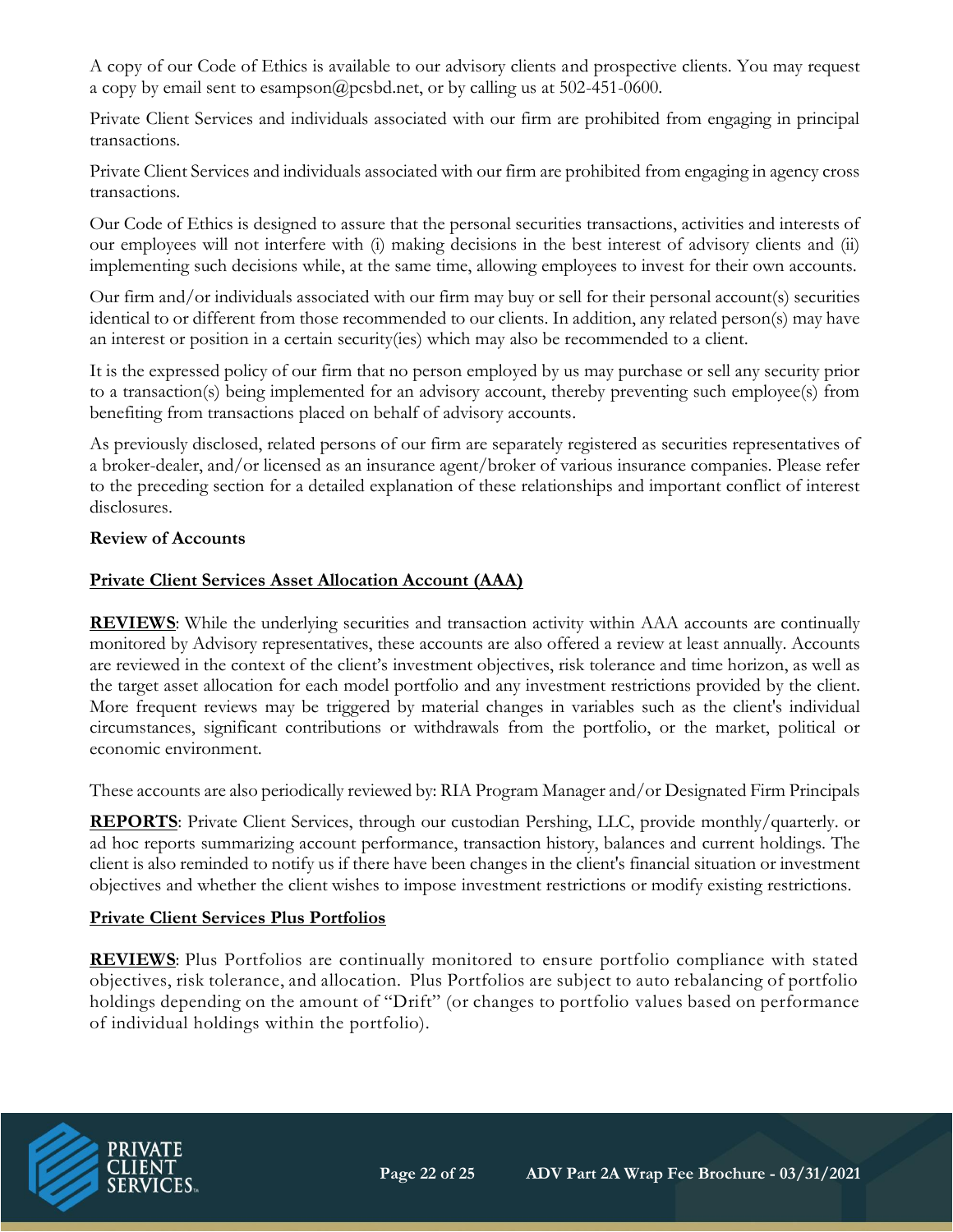A copy of our Code of Ethics is available to our advisory clients and prospective clients. You may request a copy by email sent to esampson@pcsbd.net, or by calling us at 502-451-0600.

Private Client Services and individuals associated with our firm are prohibited from engaging in principal transactions.

Private Client Services and individuals associated with our firm are prohibited from engaging in agency cross transactions.

Our Code of Ethics is designed to assure that the personal securities transactions, activities and interests of our employees will not interfere with (i) making decisions in the best interest of advisory clients and (ii) implementing such decisions while, at the same time, allowing employees to invest for their own accounts.

Our firm and/or individuals associated with our firm may buy or sell for their personal account(s) securities identical to or different from those recommended to our clients. In addition, any related person(s) may have an interest or position in a certain security(ies) which may also be recommended to a client.

It is the expressed policy of our firm that no person employed by us may purchase or sell any security prior to a transaction(s) being implemented for an advisory account, thereby preventing such employee(s) from benefiting from transactions placed on behalf of advisory accounts.

As previously disclosed, related persons of our firm are separately registered as securities representatives of a broker-dealer, and/or licensed as an insurance agent/broker of various insurance companies. Please refer to the preceding section for a detailed explanation of these relationships and important conflict of interest disclosures.

**Review of Accounts**

**Private Client Services Asset Allocation Account (AAA)**

**REVIEWS**: While the underlying securities and transaction activity within AAA accounts are continually monitored by Advisory representatives, these accounts are also offered a review at least annually. Accounts are reviewed in the context of the client's investment objectives, risk tolerance and time horizon, as well as the target asset allocation for each model portfolio and any investment restrictions provided by the client. More frequent reviews may be triggered by material changes in variables such as the client's individual circumstances, significant contributions or withdrawals from the portfolio, or the market, political or economic environment.

These accounts are also periodically reviewed by: RIA Program Manager and/or Designated Firm Principals

**REPORTS**: Private Client Services, through our custodian Pershing, LLC, provide monthly/quarterly. or ad hoc reports summarizing account performance, transaction history, balances and current holdings. The client is also reminded to notify us if there have been changes in the client's financial situation or investment objectives and whether the client wishes to impose investment restrictions or modify existing restrictions.

**Private Client Services Plus Portfolios**

**REVIEWS**: Plus Portfolios are continually monitored to ensure portfolio compliance with stated objectives, risk tolerance, and allocation. Plus Portfolios are subject to auto rebalancing of portfolio holdings depending on the amount of "Drift" (or changes to portfolio values based on performance of individual holdings within the portfolio).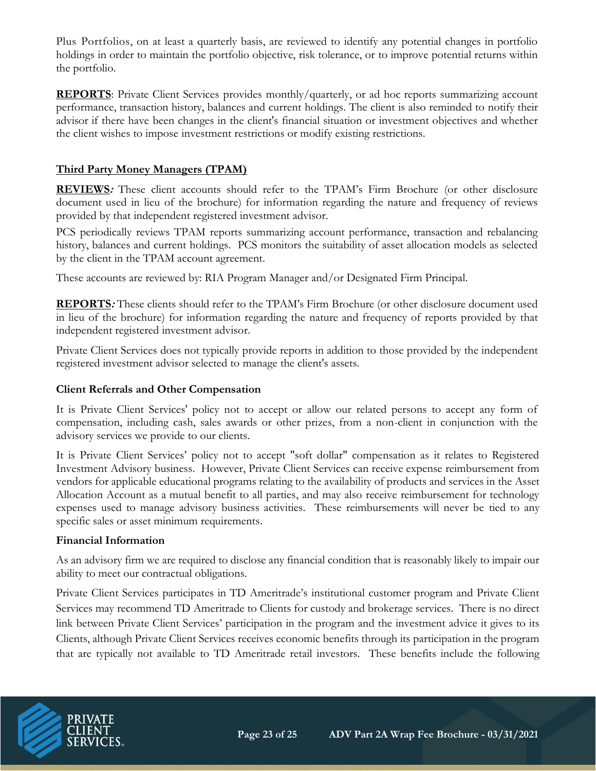Plus Portfolios, on at least a quarterly basis, are reviewed to identify any potential changes in portfolio holdings in order to maintain the portfolio objective, risk tolerance, or to improve potential returns within the portfolio.

**REPORTS**: Private Client Services provides monthly/quarterly, or ad hoc reports summarizing account performance, transaction history, balances and current holdings. The client is also reminded to notify their advisor if there have been changes in the client's financial situation or investment objectives and whether the client wishes to impose investment restrictions or modify existing restrictions.

**Third Party Money Managers (TPAM)**

**REVIEWS*:*** These client accounts should refer to the TPAM's Firm Brochure (or other disclosure document used in lieu of the brochure) for information regarding the nature and frequency of reviews provided by that independent registered investment advisor.

PCS periodically reviews TPAM reports summarizing account performance, transaction and rebalancing history, balances and current holdings. PCS monitors the suitability of asset allocation models as selected by the client in the TPAM account agreement.

These accounts are reviewed by: RIA Program Manager and/or Designated Firm Principal.

**REPORTS*:*** These clients should refer to the TPAM's Firm Brochure (or other disclosure document used in lieu of the brochure) for information regarding the nature and frequency of reports provided by that independent registered investment advisor.

Private Client Services does not typically provide reports in addition to those provided by the independent registered investment advisor selected to manage the client's assets.

**Client Referrals and Other Compensation**

It is Private Client Services' policy not to accept or allow our related persons to accept any form of compensation, including cash, sales awards or other prizes, from a non-client in conjunction with the advisory services we provide to our clients.

It is Private Client Services' policy not to accept "soft dollar" compensation as it relates to Registered Investment Advisory business. However, Private Client Services can receive expense reimbursement from vendors for applicable educational programs relating to the availability of products and services in the Asset Allocation Account as a mutual benefit to all parties, and may also receive reimbursement for technology expenses used to manage advisory business activities. These reimbursements will never be tied to any specific sales or asset minimum requirements.

**Financial Information**

As an advisory firm we are required to disclose any financial condition that is reasonably likely to impair our ability to meet our contractual obligations.

Private Client Services participates in TD Ameritrade's institutional customer program and Private Client Services may recommend TD Ameritrade to Clients for custody and brokerage services. There is no direct link between Private Client Services' participation in the program and the investment advice it gives to its Clients, although Private Client Services receives economic benefits through its participation in the program that are typically not available to TD Ameritrade retail investors. These benefits include the following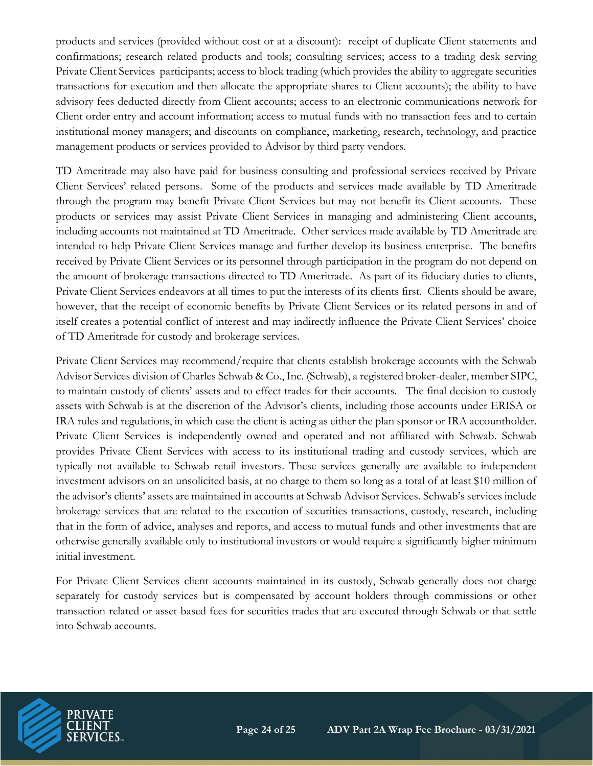products and services (provided without cost or at a discount): receipt of duplicate Client statements and confirmations; research related products and tools; consulting services; access to a trading desk serving Private Client Services participants; access to block trading (which provides the ability to aggregate securities transactions for execution and then allocate the appropriate shares to Client accounts); the ability to have advisory fees deducted directly from Client accounts; access to an electronic communications network for Client order entry and account information; access to mutual funds with no transaction fees and to certain institutional money managers; and discounts on compliance, marketing, research, technology, and practice management products or services provided to Advisor by third party vendors.

TD Ameritrade may also have paid for business consulting and professional services received by Private Client Services' related persons. Some of the products and services made available by TD Ameritrade through the program may benefit Private Client Services but may not benefit its Client accounts. These products or services may assist Private Client Services in managing and administering Client accounts, including accounts not maintained at TD Ameritrade. Other services made available by TD Ameritrade are intended to help Private Client Services manage and further develop its business enterprise. The benefits received by Private Client Services or its personnel through participation in the program do not depend on the amount of brokerage transactions directed to TD Ameritrade. As part of its fiduciary duties to clients, Private Client Services endeavors at all times to put the interests of its clients first. Clients should be aware, however, that the receipt of economic benefits by Private Client Services or its related persons in and of itself creates a potential conflict of interest and may indirectly influence the Private Client Services' choice of TD Ameritrade for custody and brokerage services.

Private Client Services may recommend/require that clients establish brokerage accounts with the Schwab Advisor Services division of Charles Schwab & Co., Inc. (Schwab), a registered broker-dealer, member SIPC, to maintain custody of clients' assets and to effect trades for their accounts. The final decision to custody assets with Schwab is at the discretion of the Advisor's clients, including those accounts under ERISA or IRA rules and regulations, in which case the client is acting as either the plan sponsor or IRA accountholder. Private Client Services is independently owned and operated and not affiliated with Schwab. Schwab provides Private Client Services with access to its institutional trading and custody services, which are typically not available to Schwab retail investors. These services generally are available to independent investment advisors on an unsolicited basis, at no charge to them so long as a total of at least $10 million of the advisor's clients' assets are maintained in accounts at Schwab Advisor Services. Schwab's services include brokerage services that are related to the execution of securities transactions, custody, research, including that in the form of advice, analyses and reports, and access to mutual funds and other investments that are otherwise generally available only to institutional investors or would require a significantly higher minimum initial investment.

For Private Client Services client accounts maintained in its custody, Schwab generally does not charge separately for custody services but is compensated by account holders through commissions or other transaction-related or asset-based fees for securities trades that are executed through Schwab or that settle into Schwab accounts.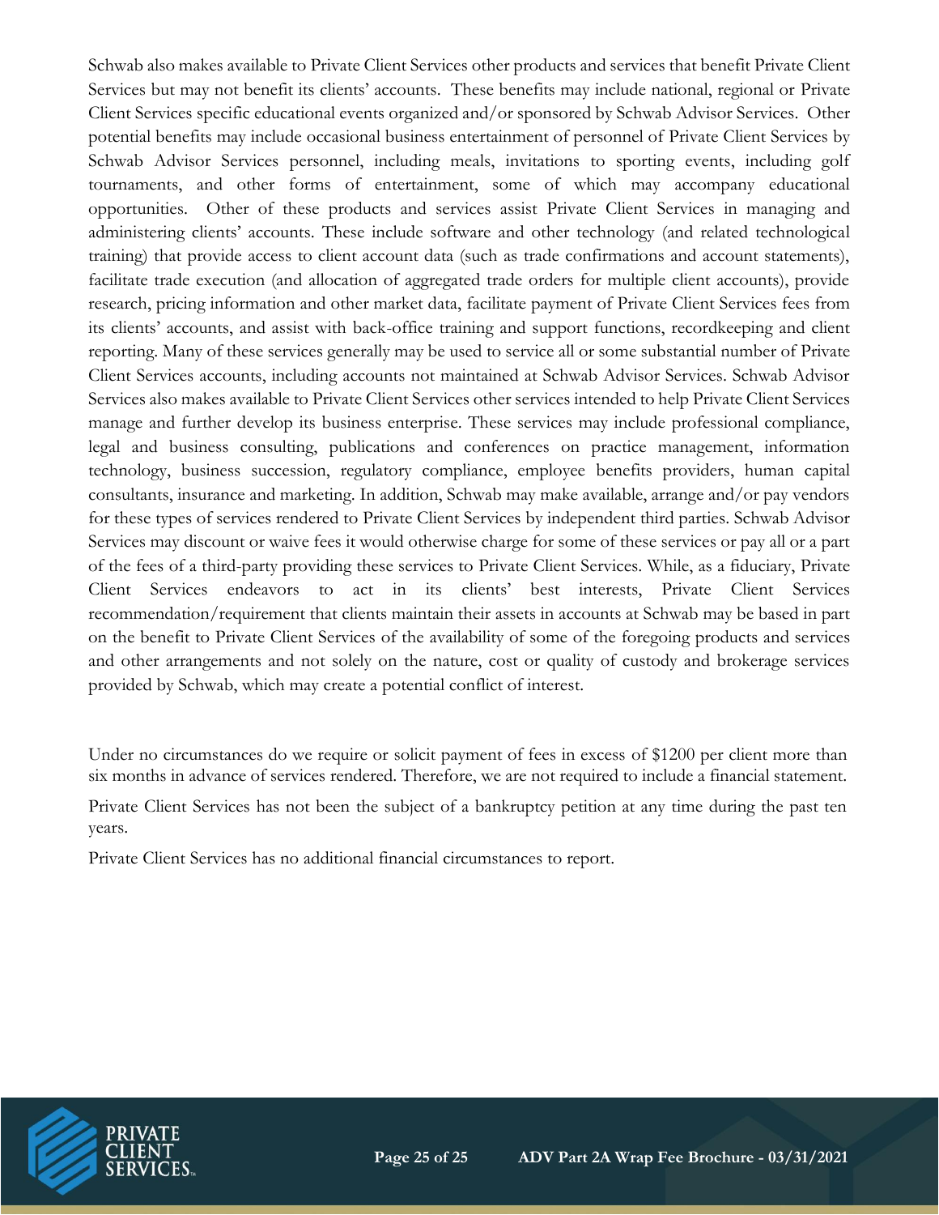Schwab also makes available to Private Client Services other products and services that benefit Private Client Services but may not benefit its clients' accounts. These benefits may include national, regional or Private Client Services specific educational events organized and/or sponsored by Schwab Advisor Services. Other potential benefits may include occasional business entertainment of personnel of Private Client Services by Schwab Advisor Services personnel, including meals, invitations to sporting events, including golf tournaments, and other forms of entertainment, some of which may accompany educational opportunities. Other of these products and services assist Private Client Services in managing and administering clients' accounts. These include software and other technology (and related technological training) that provide access to client account data (such as trade confirmations and account statements), facilitate trade execution (and allocation of aggregated trade orders for multiple client accounts), provide research, pricing information and other market data, facilitate payment of Private Client Services fees from its clients' accounts, and assist with back-office training and support functions, recordkeeping and client reporting. Many of these services generally may be used to service all or some substantial number of Private Client Services accounts, including accounts not maintained at Schwab Advisor Services. Schwab Advisor Services also makes available to Private Client Services other services intended to help Private Client Services manage and further develop its business enterprise. These services may include professional compliance, legal and business consulting, publications and conferences on practice management, information technology, business succession, regulatory compliance, employee benefits providers, human capital consultants, insurance and marketing. In addition, Schwab may make available, arrange and/or pay vendors for these types of services rendered to Private Client Services by independent third parties. Schwab Advisor Services may discount or waive fees it would otherwise charge for some of these services or pay all or a part of the fees of a third-party providing these services to Private Client Services. While, as a fiduciary, Private Client Services endeavors to act in its clients' best interests, Private Client Services recommendation/requirement that clients maintain their assets in accounts at Schwab may be based in part on the benefit to Private Client Services of the availability of some of the foregoing products and services and other arrangements and not solely on the nature, cost or quality of custody and brokerage services provided by Schwab, which may create a potential conflict of interest.

Under no circumstances do we require or solicit payment of fees in excess of $1200 per client more than six months in advance of services rendered. Therefore, we are not required to include a financial statement.

Private Client Services has not been the subject of a bankruptcy petition at any time during the past ten years.

Private Client Services has no additional financial circumstances to report.